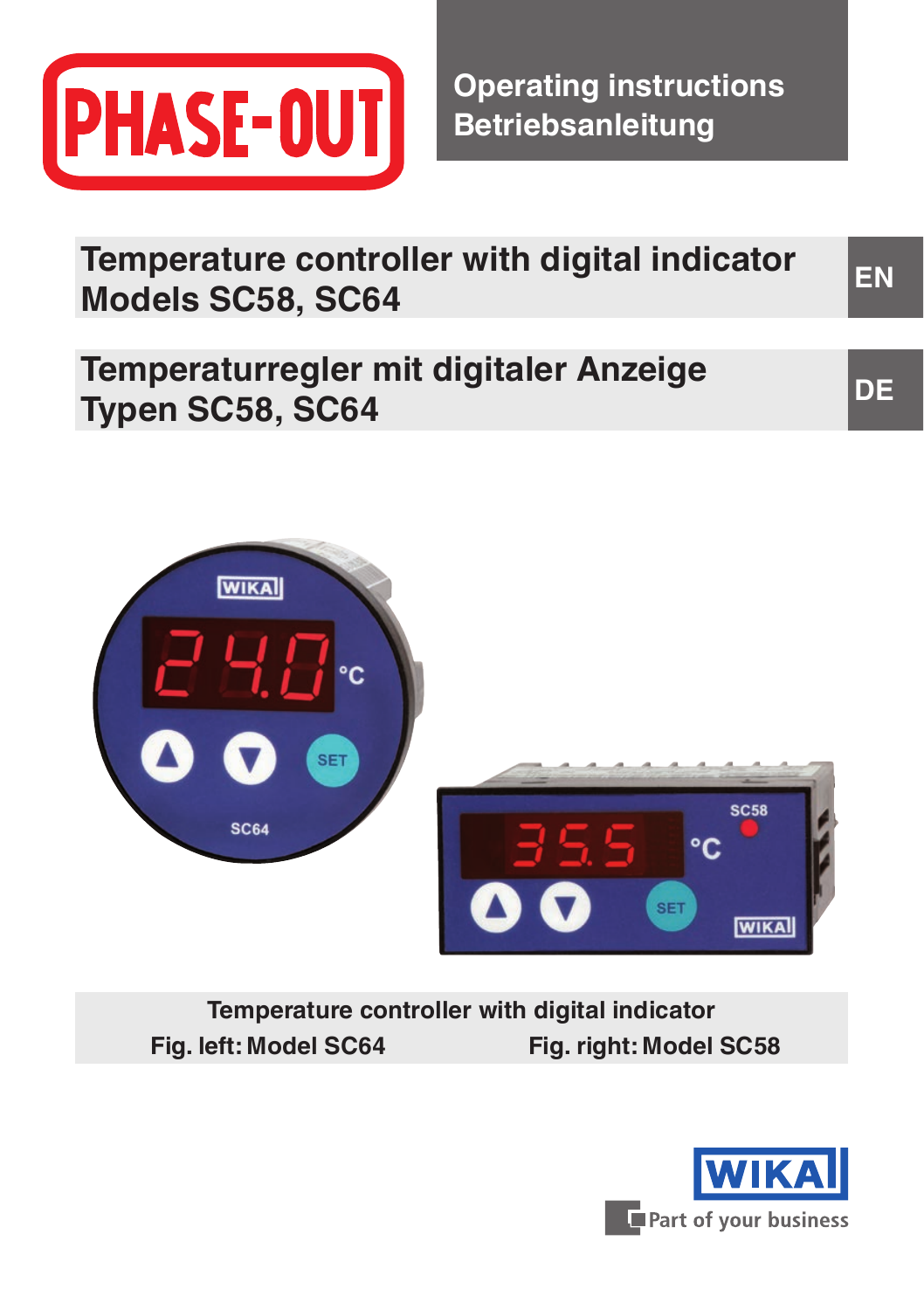PHASE-OUT

Operating instructions
Betriebsanleitung

# Temperature controller with digital indicator Models SC58, SC64

EN

# Temperaturregler mit digitaler Anzeige Typen SC58, SC64

DE

Temperature controller with digital indicator
Fig. left: Model SC64 Fig. right: Model SC58

WIKA
Part of your business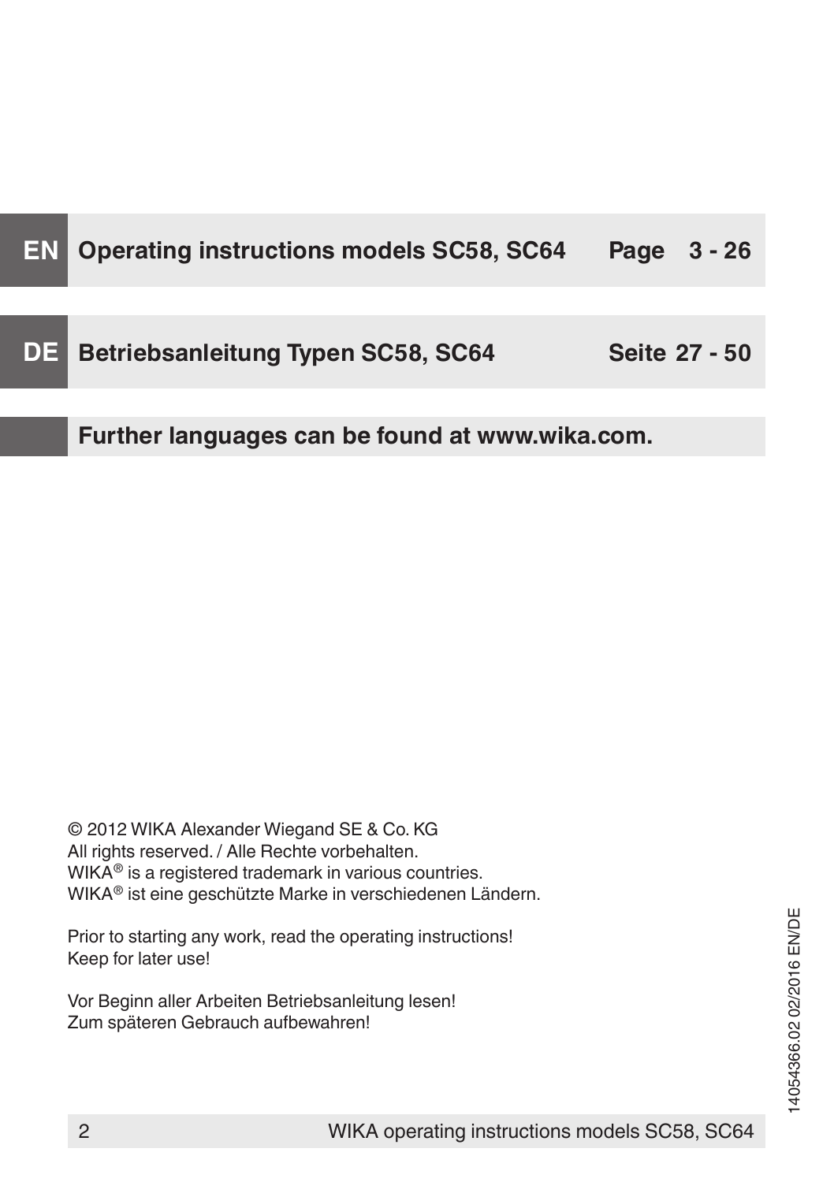| | | |
|---|---|---|
| **EN** | **Operating instructions models SC58, SC64** | **Page 3 - 26** |
| **DE** | **Betriebsanleitung Typen SC58, SC64** | **Seite 27 - 50** |
| | **Further languages can be found at www.wika.com.** | |

© 2012 WIKA Alexander Wiegand SE & Co. KG
All rights reserved. / Alle Rechte vorbehalten.
WIKA® is a registered trademark in various countries.
WIKA® ist eine geschützte Marke in verschiedenen Ländern.

Prior to starting any work, read the operating instructions!
Keep for later use!

Vor Beginn aller Arbeiten Betriebsanleitung lesen!
Zum späteren Gebrauch aufbewahren!

14054366.02 02/2016 EN/DE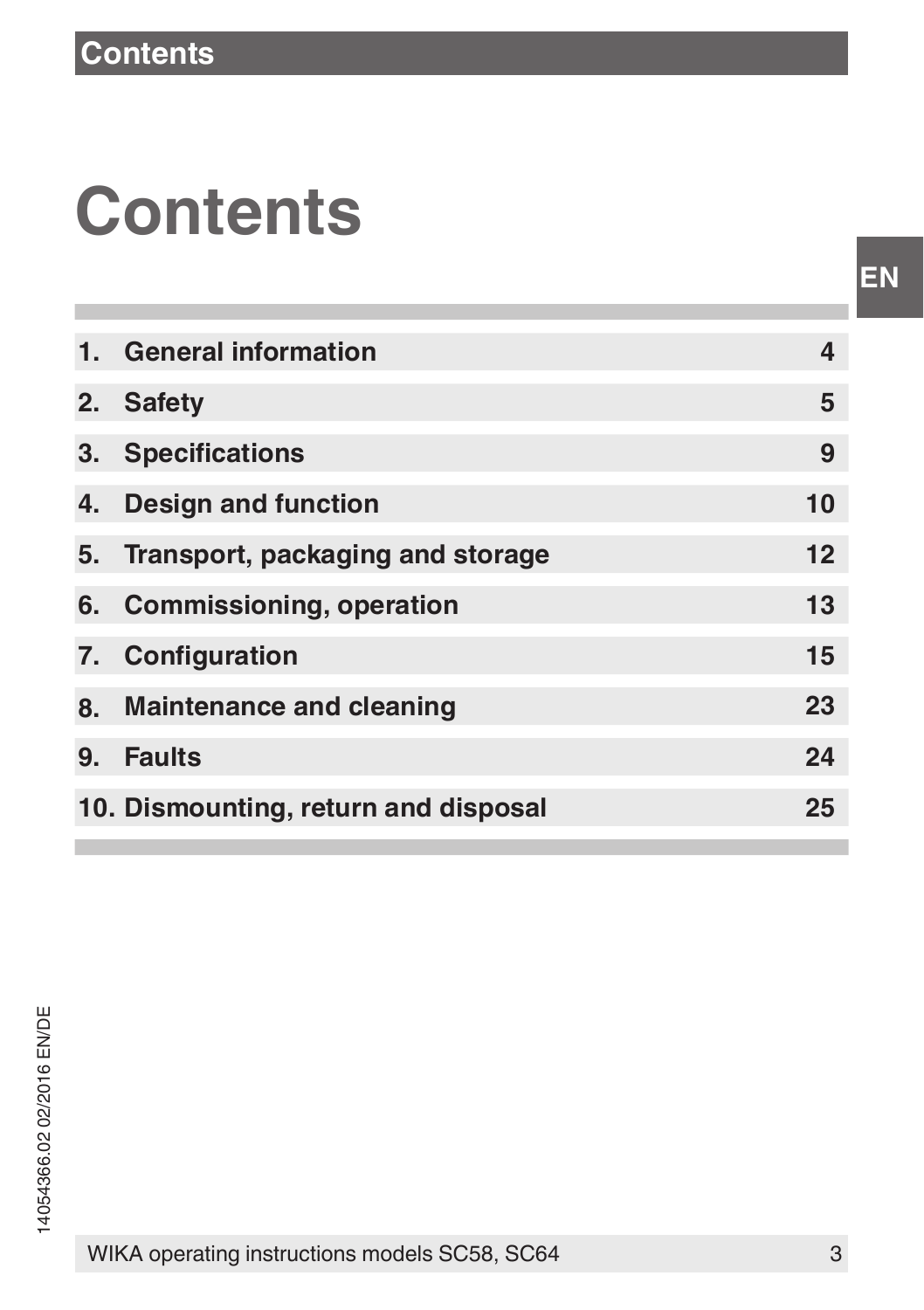# Contents

| | | |
|---|---|---|
| 1. | General information | 4 |
| 2. | Safety | 5 |
| 3. | Specifications | 9 |
| 4. | Design and function | 10 |
| 5. | Transport, packaging and storage | 12 |
| 6. | Commissioning, operation | 13 |
| 7. | Configuration | 15 |
| 8. | Maintenance and cleaning | 23 |
| 9. | Faults | 24 |
| 10. | Dismounting, return and disposal | 25 |

14054366.02 02/2016 EN/DE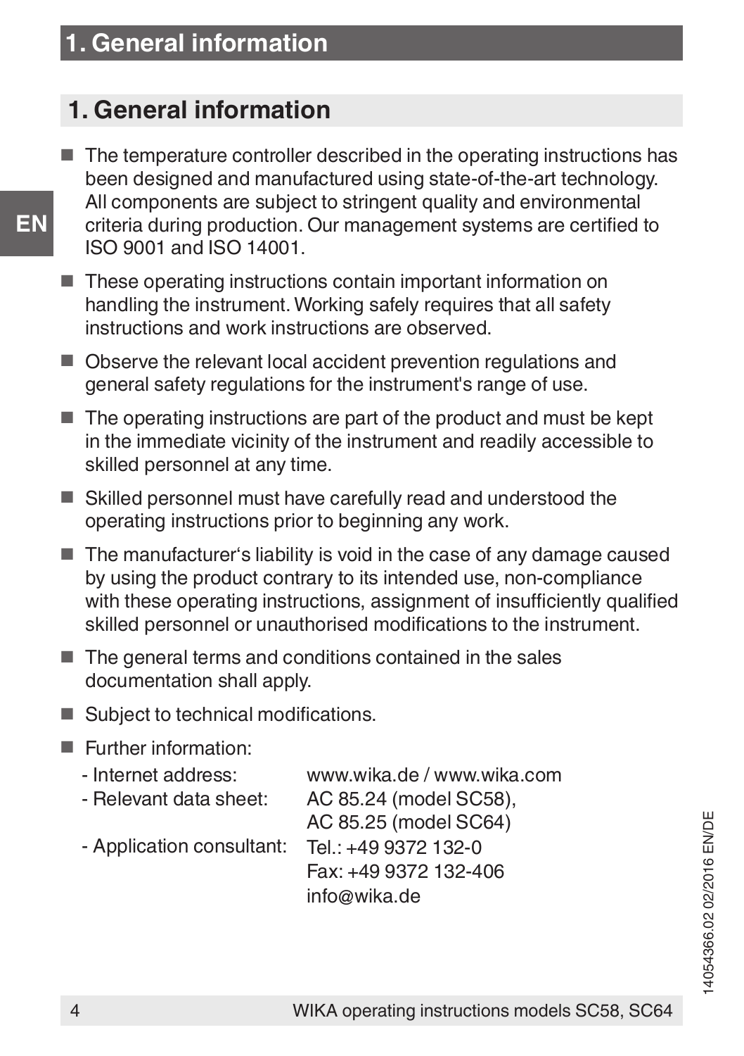# 1. General information

- The temperature controller described in the operating instructions has been designed and manufactured using state-of-the-art technology. All components are subject to stringent quality and environmental criteria during production. Our management systems are certified to ISO 9001 and ISO 14001.
- These operating instructions contain important information on handling the instrument. Working safely requires that all safety instructions and work instructions are observed.
- Observe the relevant local accident prevention regulations and general safety regulations for the instrument's range of use.
- The operating instructions are part of the product and must be kept in the immediate vicinity of the instrument and readily accessible to skilled personnel at any time.
- Skilled personnel must have carefully read and understood the operating instructions prior to beginning any work.
- The manufacturer‘s liability is void in the case of any damage caused by using the product contrary to its intended use, non-compliance with these operating instructions, assignment of insufficiently qualified skilled personnel or unauthorised modifications to the instrument.
- The general terms and conditions contained in the sales documentation shall apply.
- Subject to technical modifications.
- Further information:

| | |
|---|---|
| - Internet address: | www.wika.de / www.wika.com |
| - Relevant data sheet: | AC 85.24 (model SC58), AC 85.25 (model SC64) |
| - Application consultant: | Tel.: +49 9372 132-0<br>Fax: +49 9372 132-406<br>info@wika.de |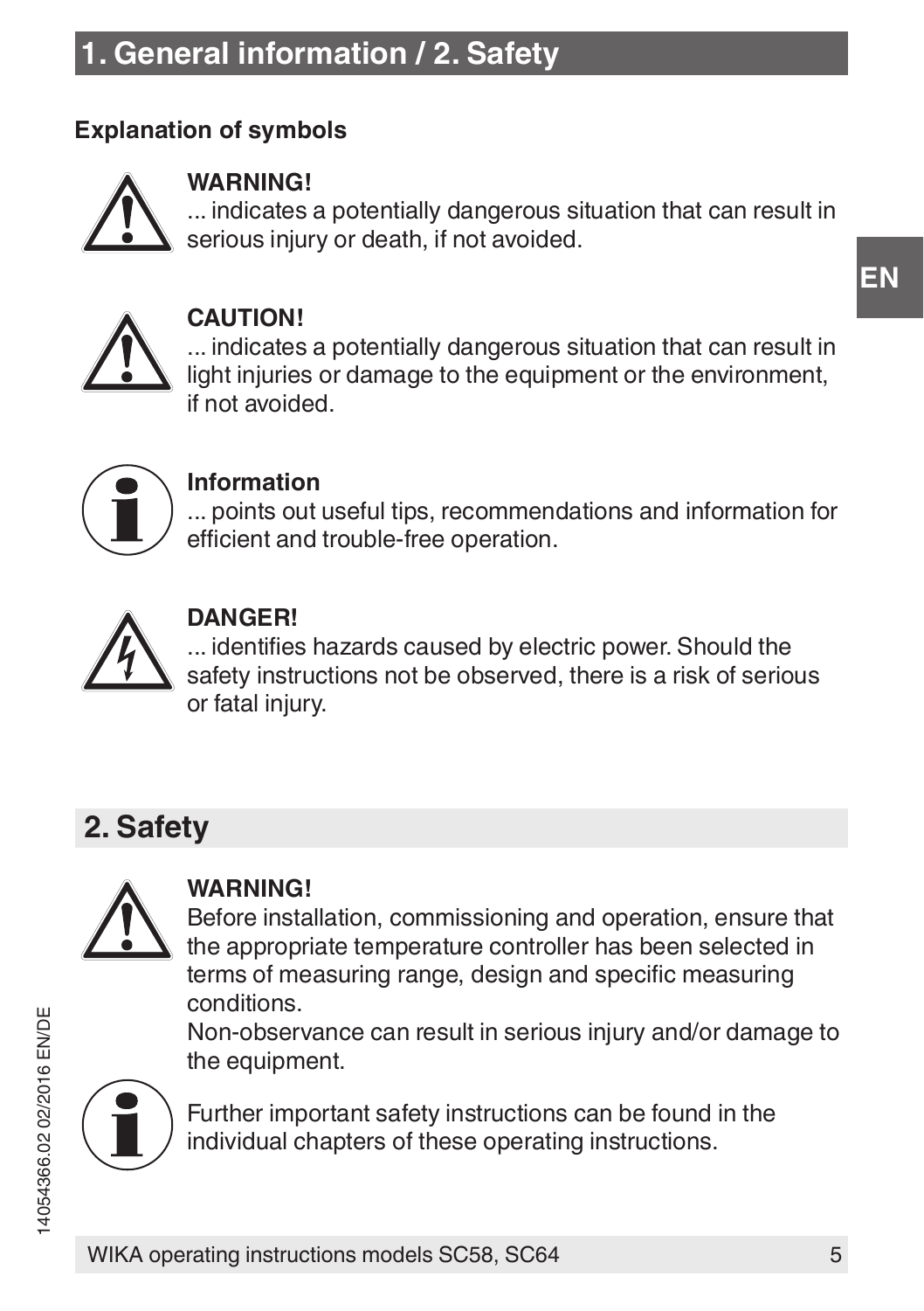# 1. General information / 2. Safety

**Explanation of symbols**

**WARNING!**
... indicates a potentially dangerous situation that can result in serious injury or death, if not avoided.

**CAUTION!**
... indicates a potentially dangerous situation that can result in light injuries or damage to the equipment or the environment, if not avoided.

**Information**
... points out useful tips, recommendations and information for efficient and trouble-free operation.

**DANGER!**
... identifies hazards caused by electric power. Should the safety instructions not be observed, there is a risk of serious or fatal injury.

## 2. Safety

**WARNING!**
Before installation, commissioning and operation, ensure that the appropriate temperature controller has been selected in terms of measuring range, design and specific measuring conditions.
Non-observance can result in serious injury and/or damage to the equipment.

Further important safety instructions can be found in the individual chapters of these operating instructions.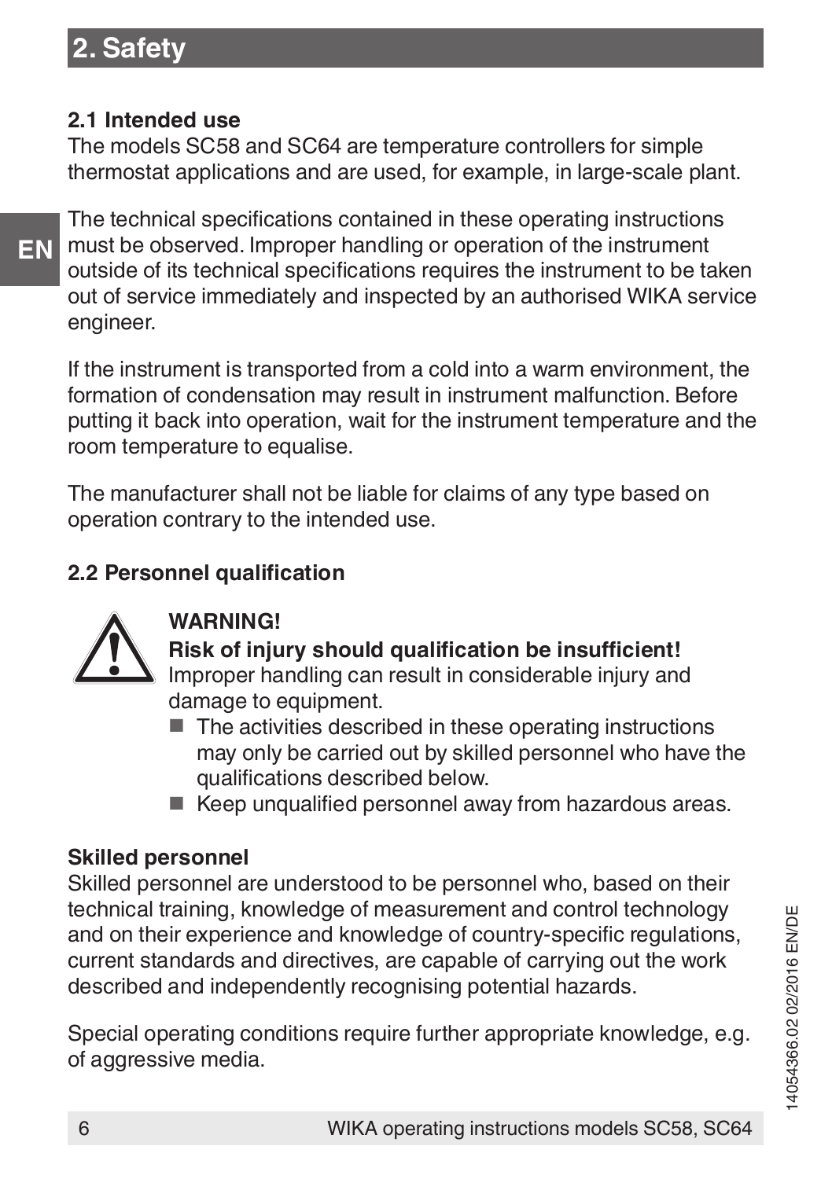# 2. Safety

## 2.1 Intended use

The models SC58 and SC64 are temperature controllers for simple thermostat applications and are used, for example, in large-scale plant.

The technical specifications contained in these operating instructions must be observed. Improper handling or operation of the instrument outside of its technical specifications requires the instrument to be taken out of service immediately and inspected by an authorised WIKA service engineer.

If the instrument is transported from a cold into a warm environment, the formation of condensation may result in instrument malfunction. Before putting it back into operation, wait for the instrument temperature and the room temperature to equalise.

The manufacturer shall not be liable for claims of any type based on operation contrary to the intended use.

## 2.2 Personnel qualification

**WARNING!**

**Risk of injury should qualification be insufficient!**

Improper handling can result in considerable injury and damage to equipment.

- The activities described in these operating instructions may only be carried out by skilled personnel who have the qualifications described below.
- Keep unqualified personnel away from hazardous areas.

**Skilled personnel**

Skilled personnel are understood to be personnel who, based on their technical training, knowledge of measurement and control technology and on their experience and knowledge of country-specific regulations, current standards and directives, are capable of carrying out the work described and independently recognising potential hazards.

Special operating conditions require further appropriate knowledge, e.g. of aggressive media.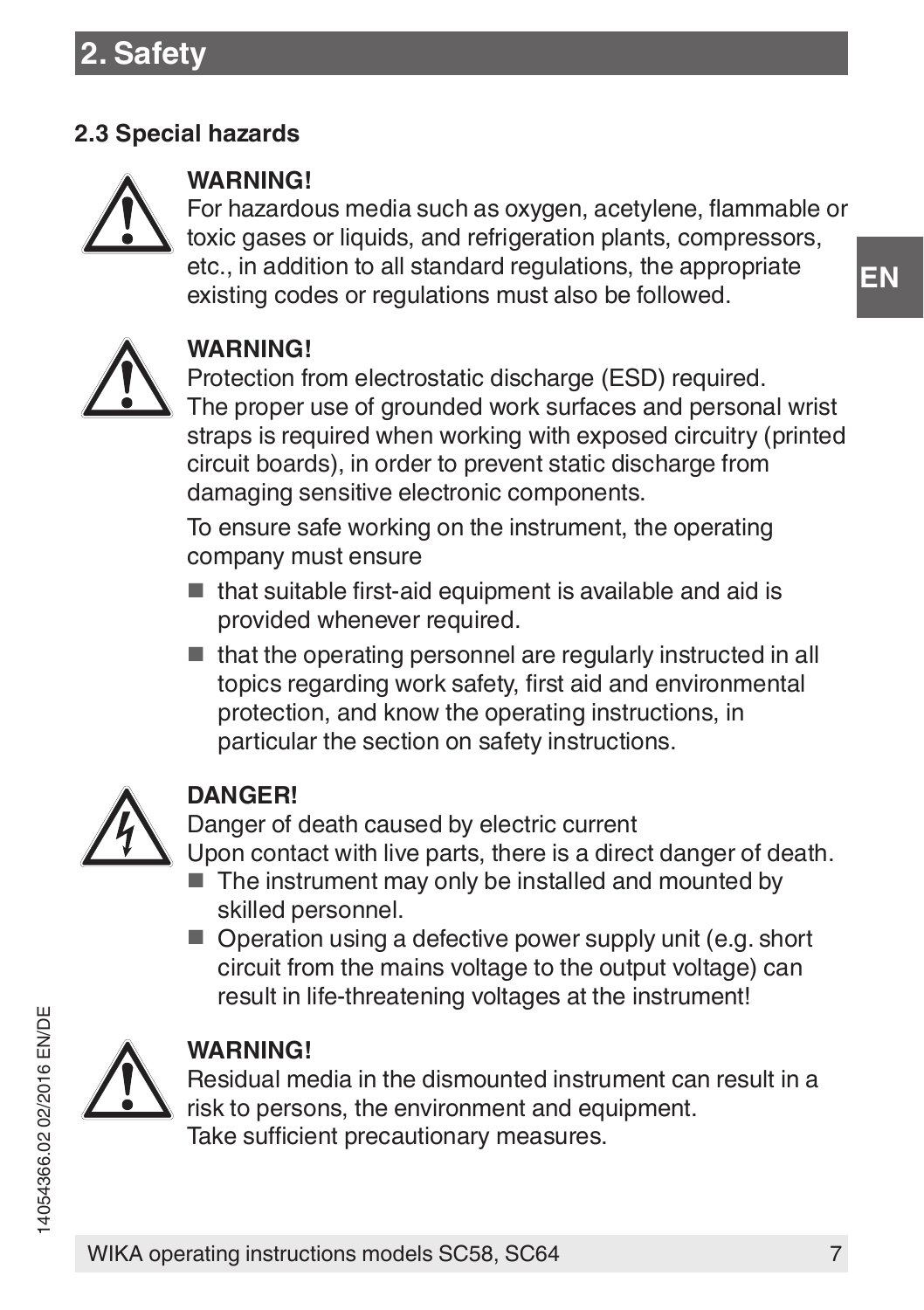## 2. Safety

### 2.3 Special hazards

**WARNING!**
For hazardous media such as oxygen, acetylene, flammable or toxic gases or liquids, and refrigeration plants, compressors, etc., in addition to all standard regulations, the appropriate existing codes or regulations must also be followed.

**WARNING!**
Protection from electrostatic discharge (ESD) required.
The proper use of grounded work surfaces and personal wrist straps is required when working with exposed circuitry (printed circuit boards), in order to prevent static discharge from damaging sensitive electronic components.

To ensure safe working on the instrument, the operating company must ensure

- that suitable first-aid equipment is available and aid is provided whenever required.
- that the operating personnel are regularly instructed in all topics regarding work safety, first aid and environmental protection, and know the operating instructions, in particular the section on safety instructions.

**DANGER!**
Danger of death caused by electric current
Upon contact with live parts, there is a direct danger of death.

- The instrument may only be installed and mounted by skilled personnel.
- Operation using a defective power supply unit (e.g. short circuit from the mains voltage to the output voltage) can result in life-threatening voltages at the instrument!

**WARNING!**
Residual media in the dismounted instrument can result in a risk to persons, the environment and equipment.
Take sufficient precautionary measures.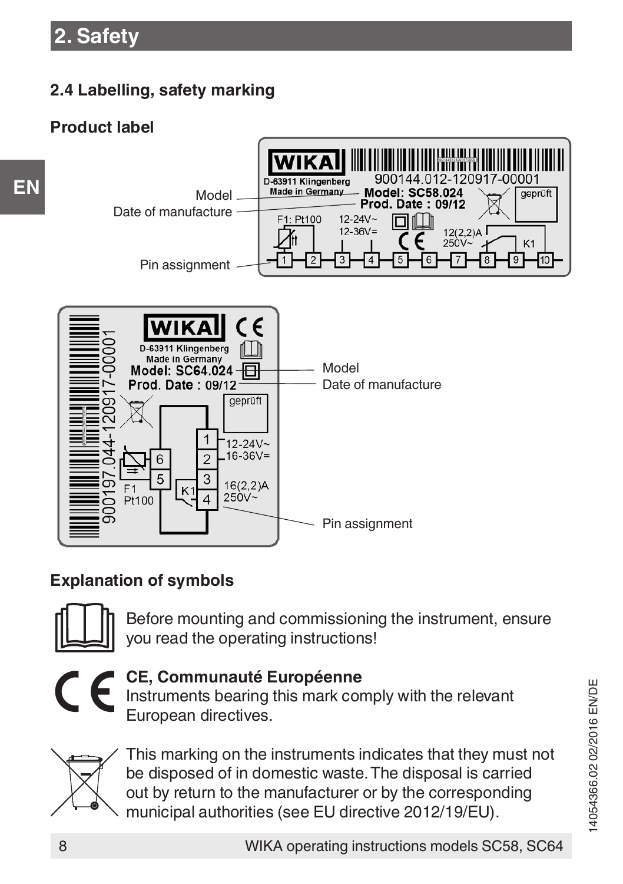## 2.4 Labelling, safety marking

### Product label

Model

Date of manufacture

Pin assignment

Model

Date of manufacture

Pin assignment

### Explanation of symbols

Before mounting and commissioning the instrument, ensure you read the operating instructions!

**CE, Communauté Européenne**
Instruments bearing this mark comply with the relevant European directives.

This marking on the instruments indicates that they must not be disposed of in domestic waste. The disposal is carried out by return to the manufacturer or by the corresponding municipal authorities (see EU directive 2012/19/EU).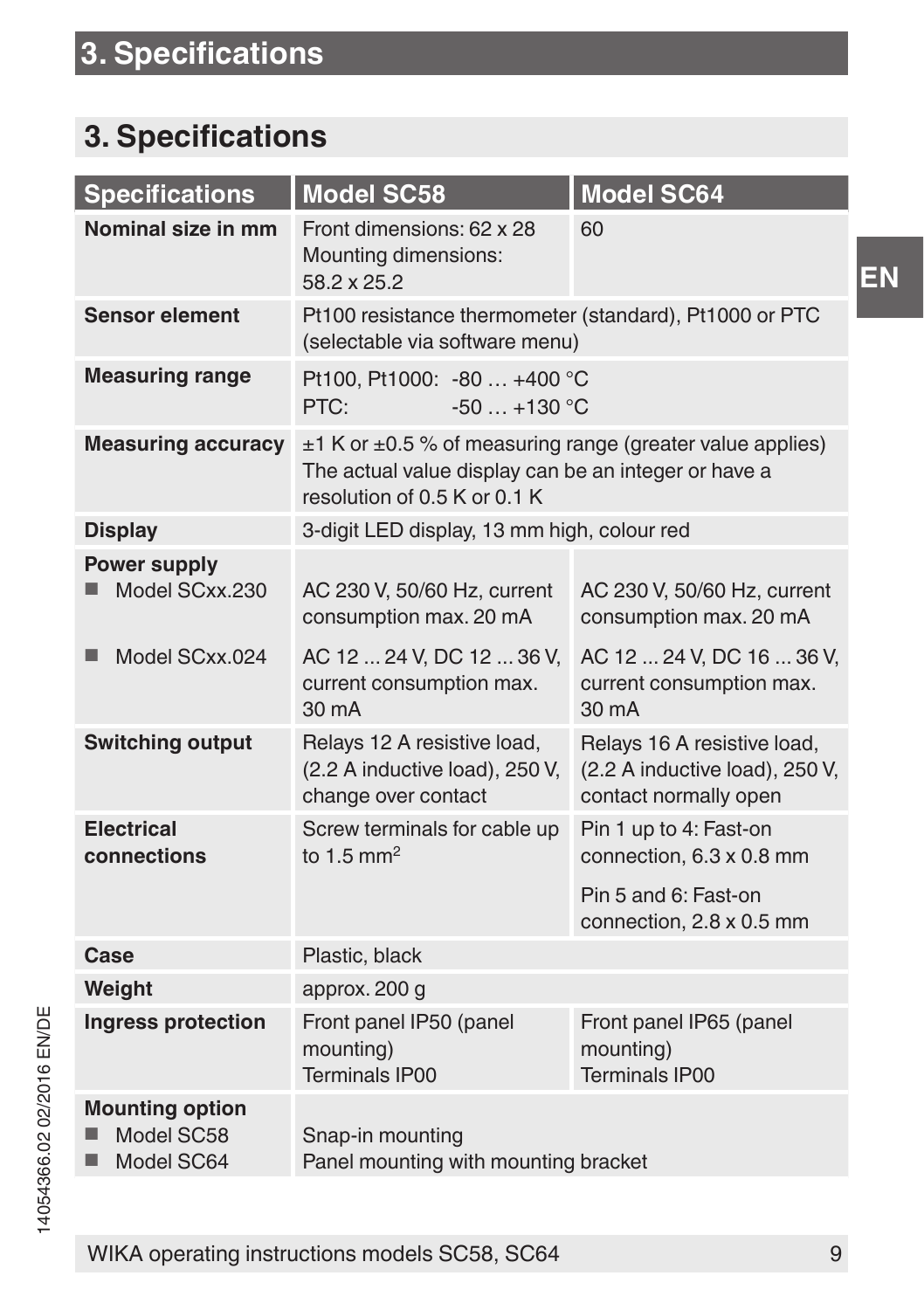# 3. Specifications

## 3. Specifications

| Specifications | Model SC58 | Model SC64 |
|---|---|---|
| **Nominal size in mm** | Front dimensions: 62 x 28<br>Mounting dimensions:<br>58.2 x 25.2 | 60 |
| **Sensor element** | Pt100 resistance thermometer (standard), Pt1000 or PTC (selectable via software menu) | |
| **Measuring range** | Pt100, Pt1000: -80 … +400 °C<br>PTC: -50 … +130 °C | |
| **Measuring accuracy** | ±1 K or ±0.5 % of measuring range (greater value applies)<br>The actual value display can be an integer or have a resolution of 0.5 K or 0.1 K | |
| **Display** | 3-digit LED display, 13 mm high, colour red | |
| **Power supply** | | |
| ■ Model SCxx.230 | AC 230 V, 50/60 Hz, current consumption max. 20 mA | AC 230 V, 50/60 Hz, current consumption max. 20 mA |
| ■ Model SCxx.024 | AC 12 ... 24 V, DC 12 ... 36 V, current consumption max. 30 mA | AC 12 ... 24 V, DC 16 ... 36 V, current consumption max. 30 mA |
| **Switching output** | Relays 12 A resistive load, (2.2 A inductive load), 250 V, change over contact | Relays 16 A resistive load, (2.2 A inductive load), 250 V, contact normally open |
| **Electrical connections** | Screw terminals for cable up to 1.5 mm² | Pin 1 up to 4: Fast-on connection, 6.3 x 0.8 mm<br>Pin 5 and 6: Fast-on connection, 2.8 x 0.5 mm |
| **Case** | Plastic, black | |
| **Weight** | approx. 200 g | |
| **Ingress protection** | Front panel IP50 (panel mounting)<br>Terminals IP00 | Front panel IP65 (panel mounting)<br>Terminals IP00 |
| **Mounting option** | | |
| ■ Model SC58 | Snap-in mounting | |
| ■ Model SC64 | Panel mounting with mounting bracket | |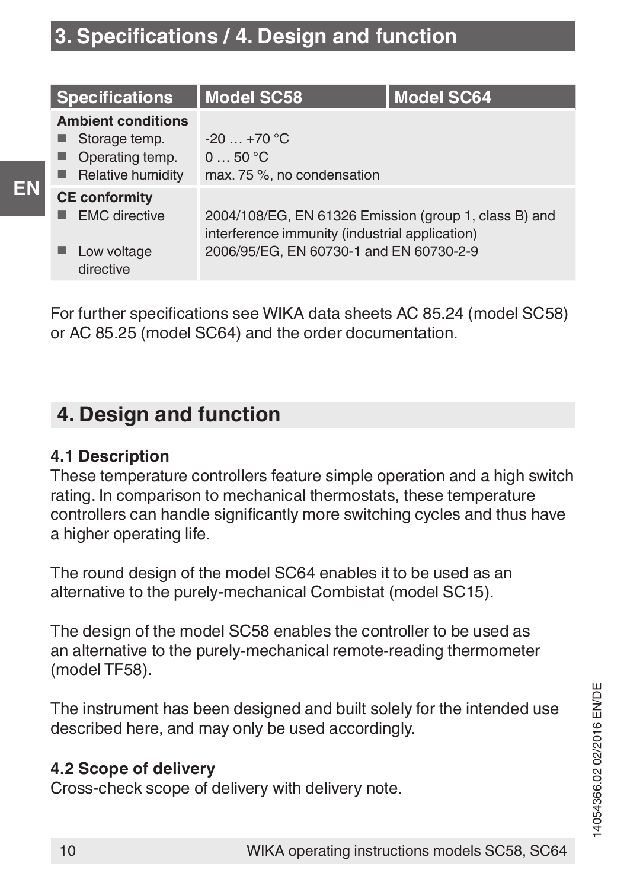# 3. Specifications / 4. Design and function

| Specifications | Model SC58 | Model SC64 |
|---|---|---|
| **Ambient conditions** | | |
| ■ Storage temp. | -20 … +70 °C | |
| ■ Operating temp. | 0 … 50 °C | |
| ■ Relative humidity | max. 75 %, no condensation | |
| **CE conformity** | | |
| ■ EMC directive | 2004/108/EG, EN 61326 Emission (group 1, class B) and interference immunity (industrial application) | |
| ■ Low voltage directive | 2006/95/EG, EN 60730-1 and EN 60730-2-9 | |

For further specifications see WIKA data sheets AC 85.24 (model SC58) or AC 85.25 (model SC64) and the order documentation.

## 4. Design and function

### 4.1 Description

These temperature controllers feature simple operation and a high switch rating. In comparison to mechanical thermostats, these temperature controllers can handle significantly more switching cycles and thus have a higher operating life.

The round design of the model SC64 enables it to be used as an alternative to the purely-mechanical Combistat (model SC15).

The design of the model SC58 enables the controller to be used as an alternative to the purely-mechanical remote-reading thermometer (model TF58).

The instrument has been designed and built solely for the intended use described here, and may only be used accordingly.

### 4.2 Scope of delivery

Cross-check scope of delivery with delivery note.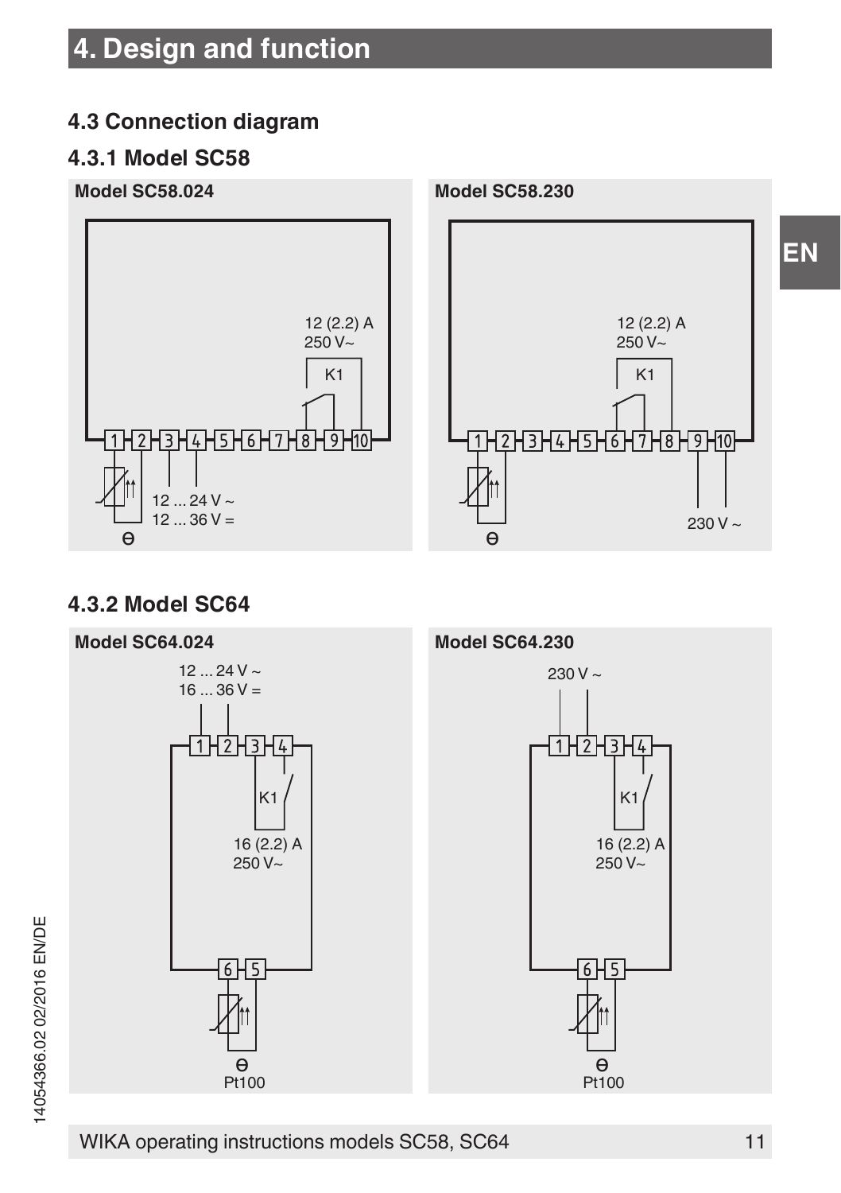# 4. Design and function

## 4.3 Connection diagram

### 4.3.1 Model SC58

**Model SC58.024**

12 (2.2) A
250 V~

K1

1 2 3 4 5 6 7 8 9 10

12 ... 24 V ~
12 ... 36 V =

ϴ

**Model SC58.230**

12 (2.2) A
250 V~

K1

1 2 3 4 5 6 7 8 9 10

230 V ~

ϴ

### 4.3.2 Model SC64

**Model SC64.024**

12 ... 24 V ~
16 ... 36 V =

1 2 3 4

K1

16 (2.2) A
250 V~

6 5

ϴ
Pt100

**Model SC64.230**

230 V ~

1 2 3 4

K1

16 (2.2) A
250 V~

6 5

ϴ
Pt100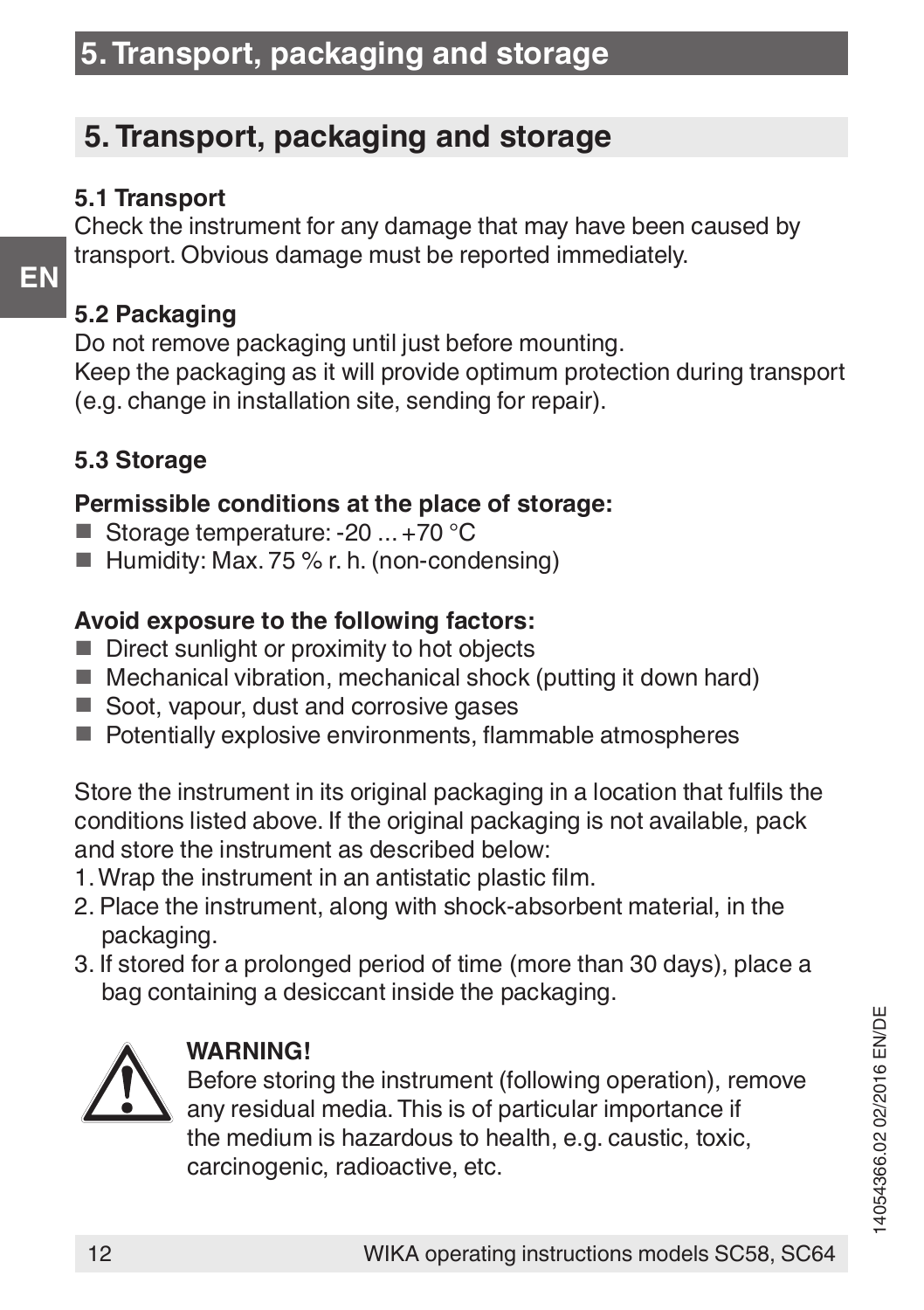# 5. Transport, packaging and storage

### 5.1 Transport

Check the instrument for any damage that may have been caused by transport. Obvious damage must be reported immediately.

### 5.2 Packaging

Do not remove packaging until just before mounting.
Keep the packaging as it will provide optimum protection during transport (e.g. change in installation site, sending for repair).

### 5.3 Storage

**Permissible conditions at the place of storage:**

- Storage temperature: -20 ... +70 °C
- Humidity: Max. 75 % r. h. (non-condensing)

**Avoid exposure to the following factors:**

- Direct sunlight or proximity to hot objects
- Mechanical vibration, mechanical shock (putting it down hard)
- Soot, vapour, dust and corrosive gases
- Potentially explosive environments, flammable atmospheres

Store the instrument in its original packaging in a location that fulfils the conditions listed above. If the original packaging is not available, pack and store the instrument as described below:

1. Wrap the instrument in an antistatic plastic film.
2. Place the instrument, along with shock-absorbent material, in the packaging.
3. If stored for a prolonged period of time (more than 30 days), place a bag containing a desiccant inside the packaging.

**WARNING!**
Before storing the instrument (following operation), remove any residual media. This is of particular importance if the medium is hazardous to health, e.g. caustic, toxic, carcinogenic, radioactive, etc.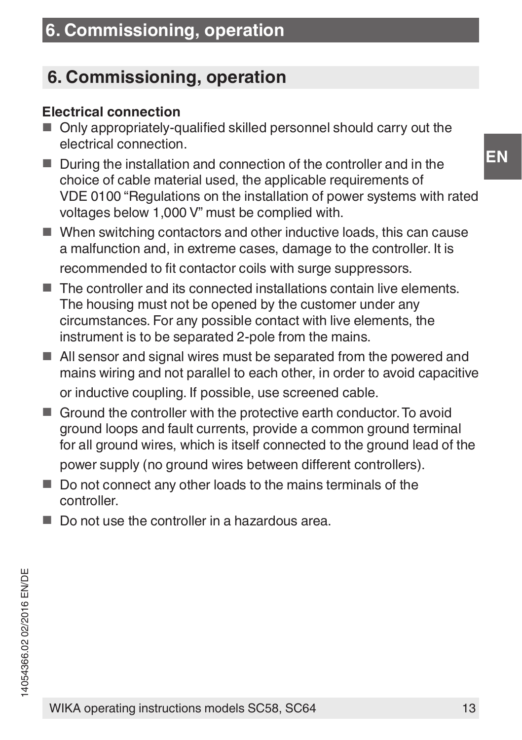## 6. Commissioning, operation

**Electrical connection**

- Only appropriately-qualified skilled personnel should carry out the electrical connection.
- During the installation and connection of the controller and in the choice of cable material used, the applicable requirements of VDE 0100 "Regulations on the installation of power systems with rated voltages below 1,000 V" must be complied with.
- When switching contactors and other inductive loads, this can cause a malfunction and, in extreme cases, damage to the controller. It is recommended to fit contactor coils with surge suppressors.
- The controller and its connected installations contain live elements. The housing must not be opened by the customer under any circumstances. For any possible contact with live elements, the instrument is to be separated 2-pole from the mains.
- All sensor and signal wires must be separated from the powered and mains wiring and not parallel to each other, in order to avoid capacitive or inductive coupling. If possible, use screened cable.
- Ground the controller with the protective earth conductor. To avoid ground loops and fault currents, provide a common ground terminal for all ground wires, which is itself connected to the ground lead of the power supply (no ground wires between different controllers).
- Do not connect any other loads to the mains terminals of the controller.
- Do not use the controller in a hazardous area.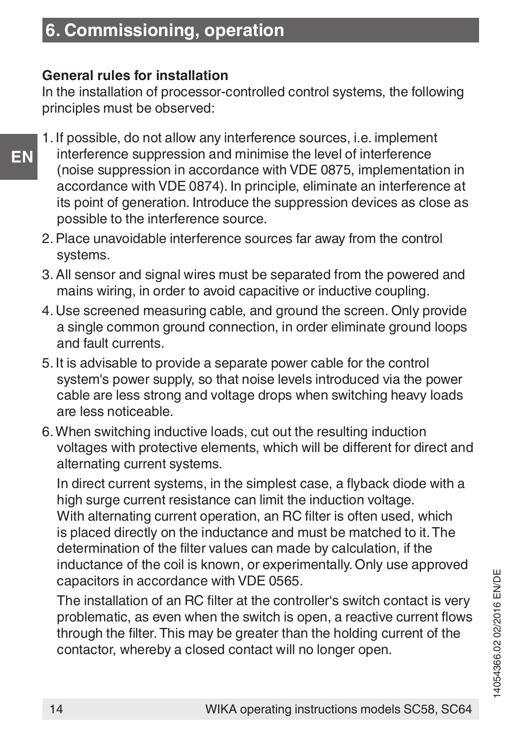# 6. Commissioning, operation

**General rules for installation**

In the installation of processor-controlled control systems, the following principles must be observed:

1. If possible, do not allow any interference sources, i.e. implement interference suppression and minimise the level of interference (noise suppression in accordance with VDE 0875, implementation in accordance with VDE 0874). In principle, eliminate an interference at its point of generation. Introduce the suppression devices as close as possible to the interference source.
2. Place unavoidable interference sources far away from the control systems.
3. All sensor and signal wires must be separated from the powered and mains wiring, in order to avoid capacitive or inductive coupling.
4. Use screened measuring cable, and ground the screen. Only provide a single common ground connection, in order eliminate ground loops and fault currents.
5. It is advisable to provide a separate power cable for the control system's power supply, so that noise levels introduced via the power cable are less strong and voltage drops when switching heavy loads are less noticeable.
6. When switching inductive loads, cut out the resulting induction voltages with protective elements, which will be different for direct and alternating current systems.

   In direct current systems, in the simplest case, a flyback diode with a high surge current resistance can limit the induction voltage. With alternating current operation, an RC filter is often used, which is placed directly on the inductance and must be matched to it. The determination of the filter values can made by calculation, if the inductance of the coil is known, or experimentally. Only use approved capacitors in accordance with VDE 0565.

   The installation of an RC filter at the controller's switch contact is very problematic, as even when the switch is open, a reactive current flows through the filter. This may be greater than the holding current of the contactor, whereby a closed contact will no longer open.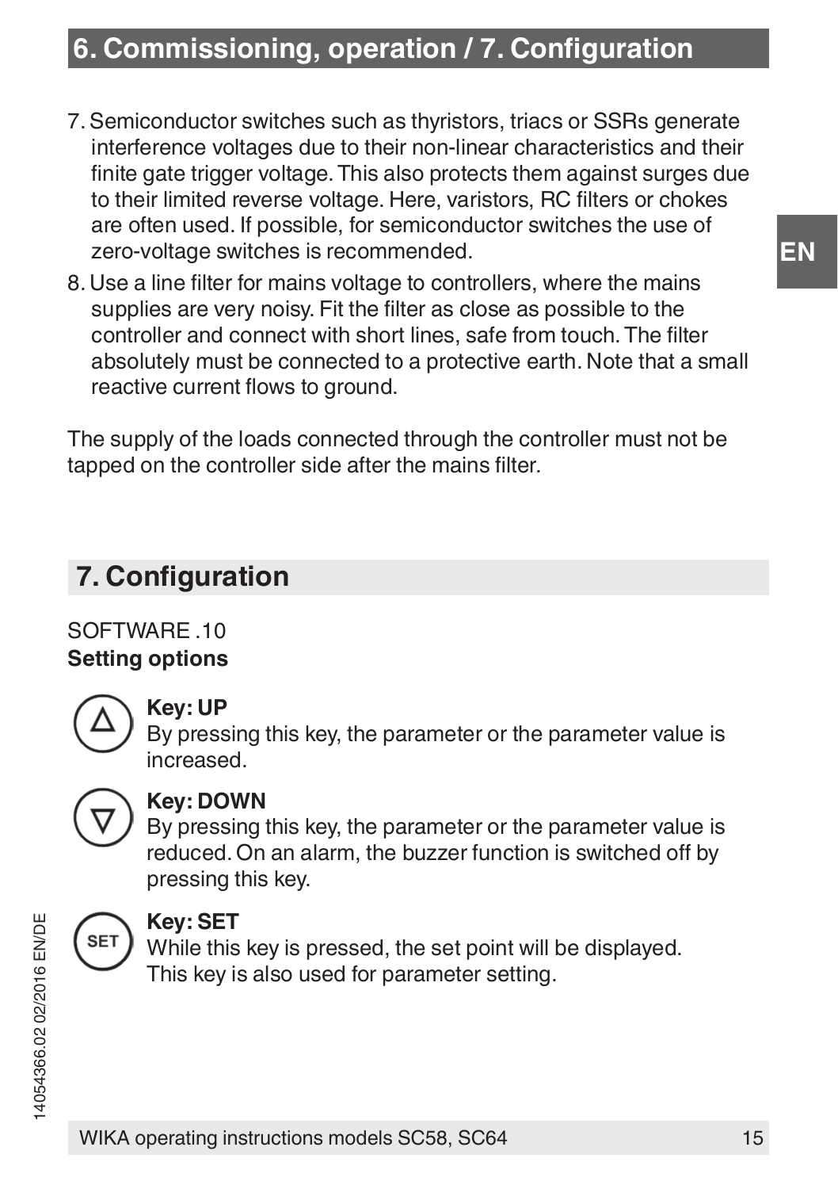7. Semiconductor switches such as thyristors, triacs or SSRs generate interference voltages due to their non-linear characteristics and their finite gate trigger voltage. This also protects them against surges due to their limited reverse voltage. Here, varistors, RC filters or chokes are often used. If possible, for semiconductor switches the use of zero-voltage switches is recommended.
8. Use a line filter for mains voltage to controllers, where the mains supplies are very noisy. Fit the filter as close as possible to the controller and connect with short lines, safe from touch. The filter absolutely must be connected to a protective earth. Note that a small reactive current flows to ground.

The supply of the loads connected through the controller must not be tapped on the controller side after the mains filter.

## 7. Configuration

SOFTWARE .10

**Setting options**

**Key: UP**
By pressing this key, the parameter or the parameter value is increased.

**Key: DOWN**
By pressing this key, the parameter or the parameter value is reduced. On an alarm, the buzzer function is switched off by pressing this key.

**Key: SET**
While this key is pressed, the set point will be displayed. This key is also used for parameter setting.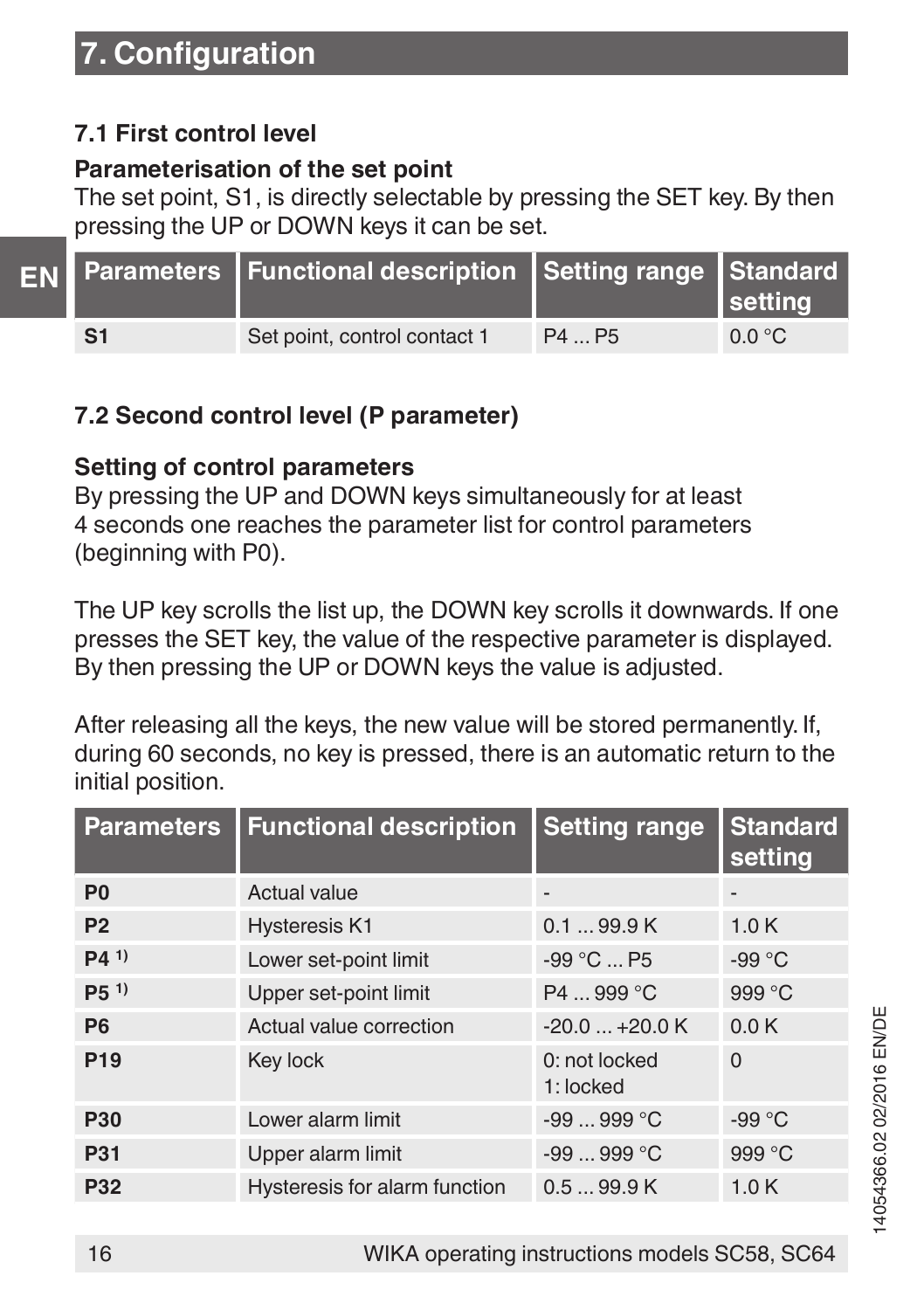# 7. Configuration

## 7.1 First control level

**Parameterisation of the set point**

The set point, S1, is directly selectable by pressing the SET key. By then pressing the UP or DOWN keys it can be set.

| Parameters | Functional description | Setting range | Standard setting |
|---|---|---|---|
| **S1** | Set point, control contact 1 | P4 ... P5 | 0.0 °C |

## 7.2 Second control level (P parameter)

**Setting of control parameters**

By pressing the UP and DOWN keys simultaneously for at least 4 seconds one reaches the parameter list for control parameters (beginning with P0).

The UP key scrolls the list up, the DOWN key scrolls it downwards. If one presses the SET key, the value of the respective parameter is displayed. By then pressing the UP or DOWN keys the value is adjusted.

After releasing all the keys, the new value will be stored permanently. If, during 60 seconds, no key is pressed, there is an automatic return to the initial position.

| Parameters | Functional description | Setting range | Standard setting |
|---|---|---|---|
| **P0** | Actual value | - | - |
| **P2** | Hysteresis K1 | 0.1 ... 99.9 K | 1.0 K |
| **P4** [1)] | Lower set-point limit | -99 °C ... P5 | -99 °C |
| **P5** [1)] | Upper set-point limit | P4 ... 999 °C | 999 °C |
| **P6** | Actual value correction | -20.0 ... +20.0 K | 0.0 K |
| **P19** | Key lock | 0: not locked<br>1: locked | 0 |
| **P30** | Lower alarm limit | -99 ... 999 °C | -99 °C |
| **P31** | Upper alarm limit | -99 ... 999 °C | 999 °C |
| **P32** | Hysteresis for alarm function | 0.5 ... 99.9 K | 1.0 K |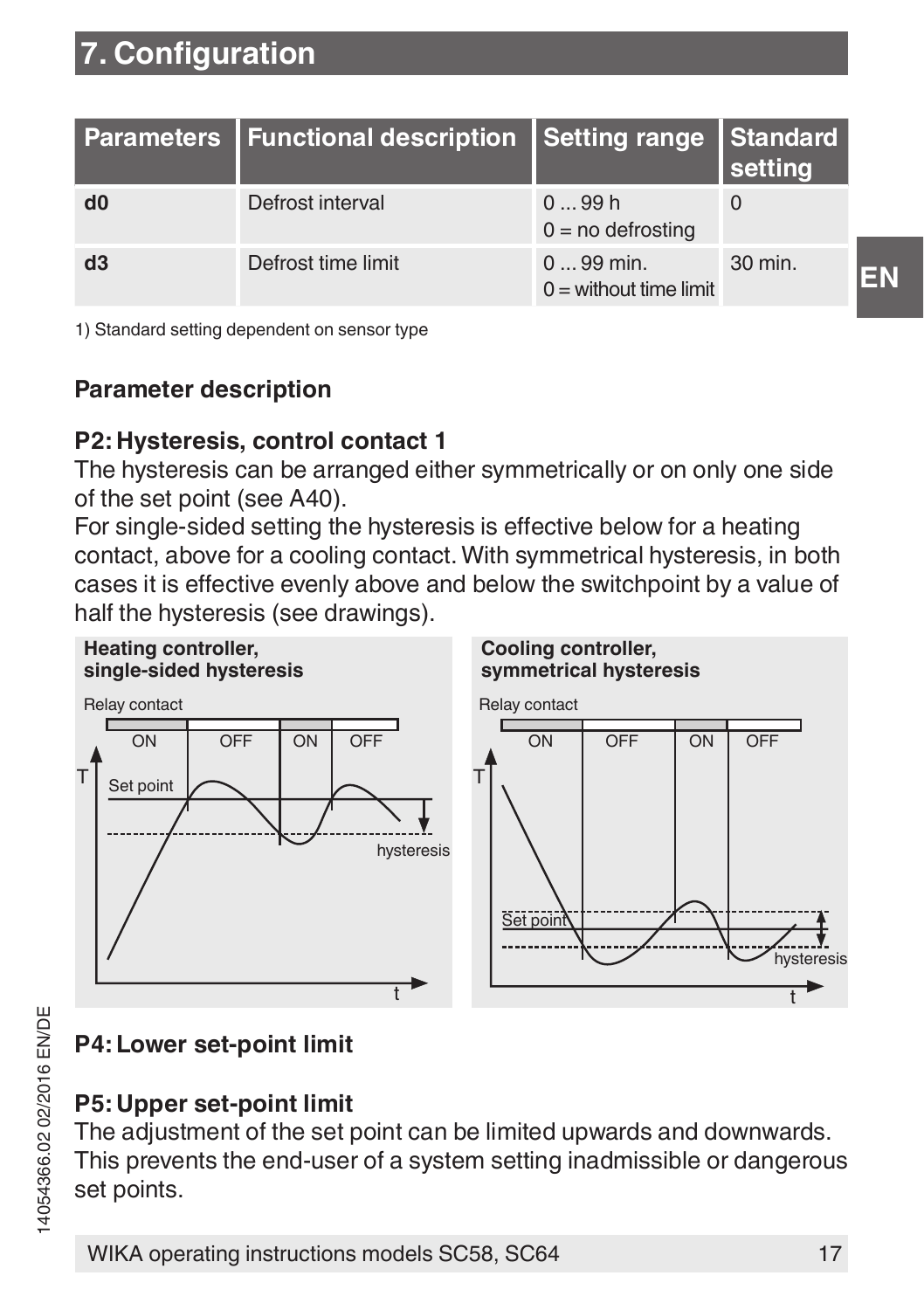# 7. Configuration

| Parameters | Functional description | Setting range | Standard setting |
|---|---|---|---|
| **d0** | Defrost interval | 0 ... 99 h<br>0 = no defrosting | 0 |
| **d3** | Defrost time limit | 0 ... 99 min.<br>0 = without time limit | 30 min. |

1) Standard setting dependent on sensor type

## Parameter description

### P2: Hysteresis, control contact 1

The hysteresis can be arranged either symmetrically or on only one side of the set point (see A40).
For single-sided setting the hysteresis is effective below for a heating contact, above for a cooling contact. With symmetrical hysteresis, in both cases it is effective evenly above and below the switchpoint by a value of half the hysteresis (see drawings).

**Heating controller, single-sided hysteresis**

**Cooling controller, symmetrical hysteresis**

### P4: Lower set-point limit

### P5: Upper set-point limit

The adjustment of the set point can be limited upwards and downwards. This prevents the end-user of a system setting inadmissible or dangerous set points.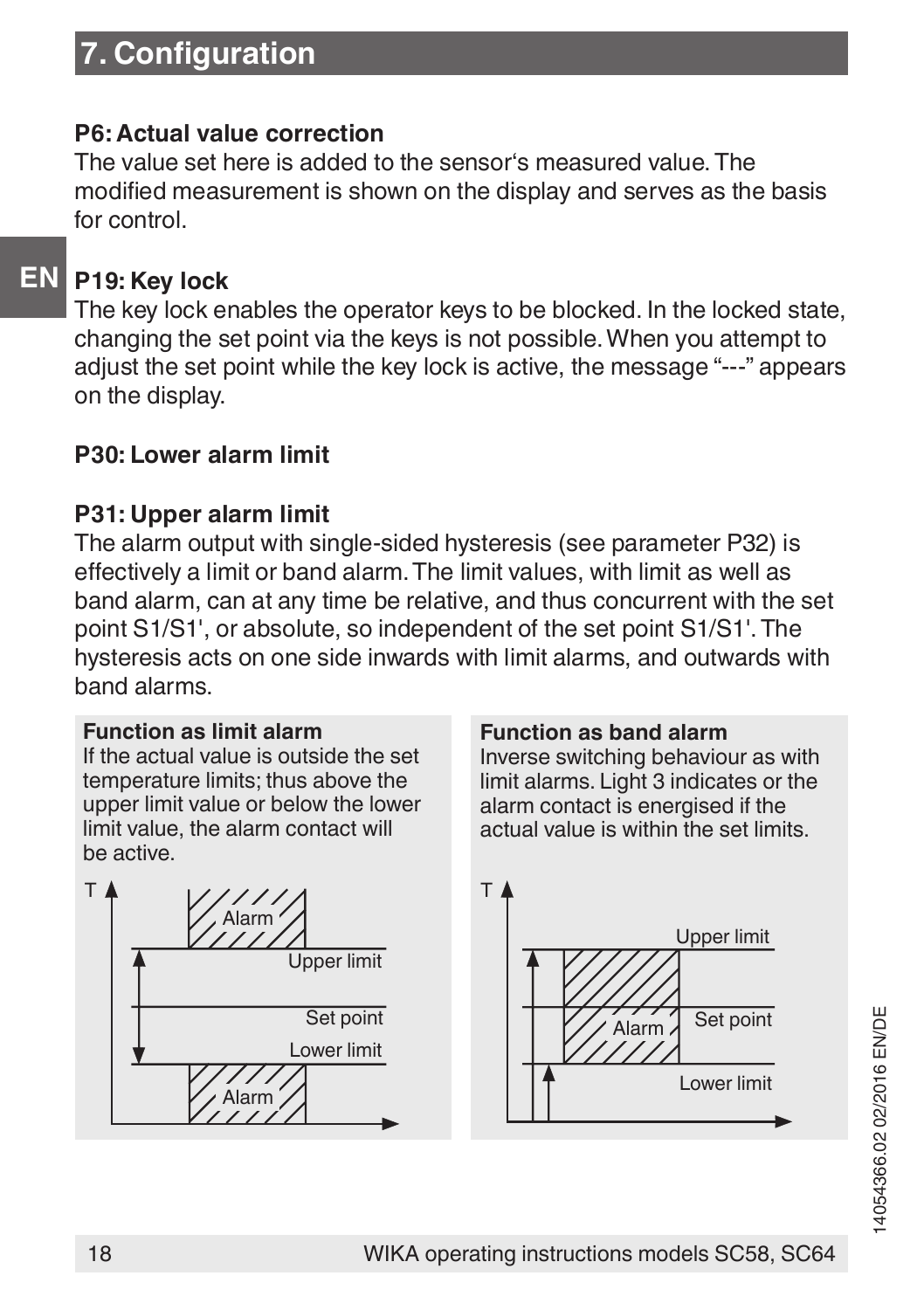## 7. Configuration

**P6: Actual value correction**

The value set here is added to the sensor's measured value. The modified measurement is shown on the display and serves as the basis for control.

**P19: Key lock**

The key lock enables the operator keys to be blocked. In the locked state, changing the set point via the keys is not possible. When you attempt to adjust the set point while the key lock is active, the message "---" appears on the display.

**P30: Lower alarm limit**

**P31: Upper alarm limit**

The alarm output with single-sided hysteresis (see parameter P32) is effectively a limit or band alarm. The limit values, with limit as well as band alarm, can at any time be relative, and thus concurrent with the set point S1/S1', or absolute, so independent of the set point S1/S1'. The hysteresis acts on one side inwards with limit alarms, and outwards with band alarms.

**Function as limit alarm**

If the actual value is outside the set temperature limits; thus above the upper limit value or below the lower limit value, the alarm contact will be active.

**Function as band alarm**

Inverse switching behaviour as with limit alarms. Light 3 indicates or the alarm contact is energised if the actual value is within the set limits.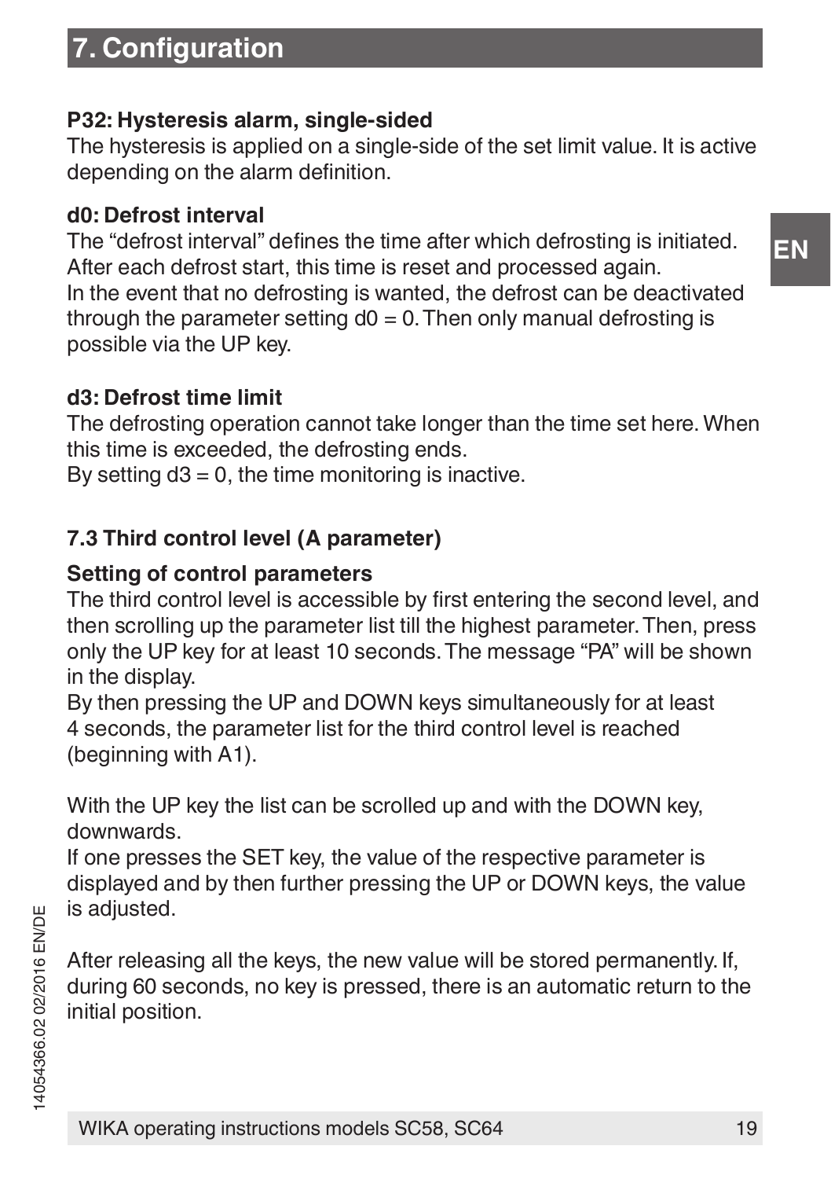## 7. Configuration

**P32: Hysteresis alarm, single-sided**
The hysteresis is applied on a single-side of the set limit value. It is active depending on the alarm definition.

**d0: Defrost interval**
The "defrost interval" defines the time after which defrosting is initiated. After each defrost start, this time is reset and processed again.
In the event that no defrosting is wanted, the defrost can be deactivated through the parameter setting d0 = 0. Then only manual defrosting is possible via the UP key.

**d3: Defrost time limit**
The defrosting operation cannot take longer than the time set here. When this time is exceeded, the defrosting ends.
By setting d3 = 0, the time monitoring is inactive.

### 7.3 Third control level (A parameter)

**Setting of control parameters**
The third control level is accessible by first entering the second level, and then scrolling up the parameter list till the highest parameter. Then, press only the UP key for at least 10 seconds. The message "PA" will be shown in the display.
By then pressing the UP and DOWN keys simultaneously for at least 4 seconds, the parameter list for the third control level is reached (beginning with A1).

With the UP key the list can be scrolled up and with the DOWN key, downwards.
If one presses the SET key, the value of the respective parameter is displayed and by then further pressing the UP or DOWN keys, the value is adjusted.

After releasing all the keys, the new value will be stored permanently. If, during 60 seconds, no key is pressed, there is an automatic return to the initial position.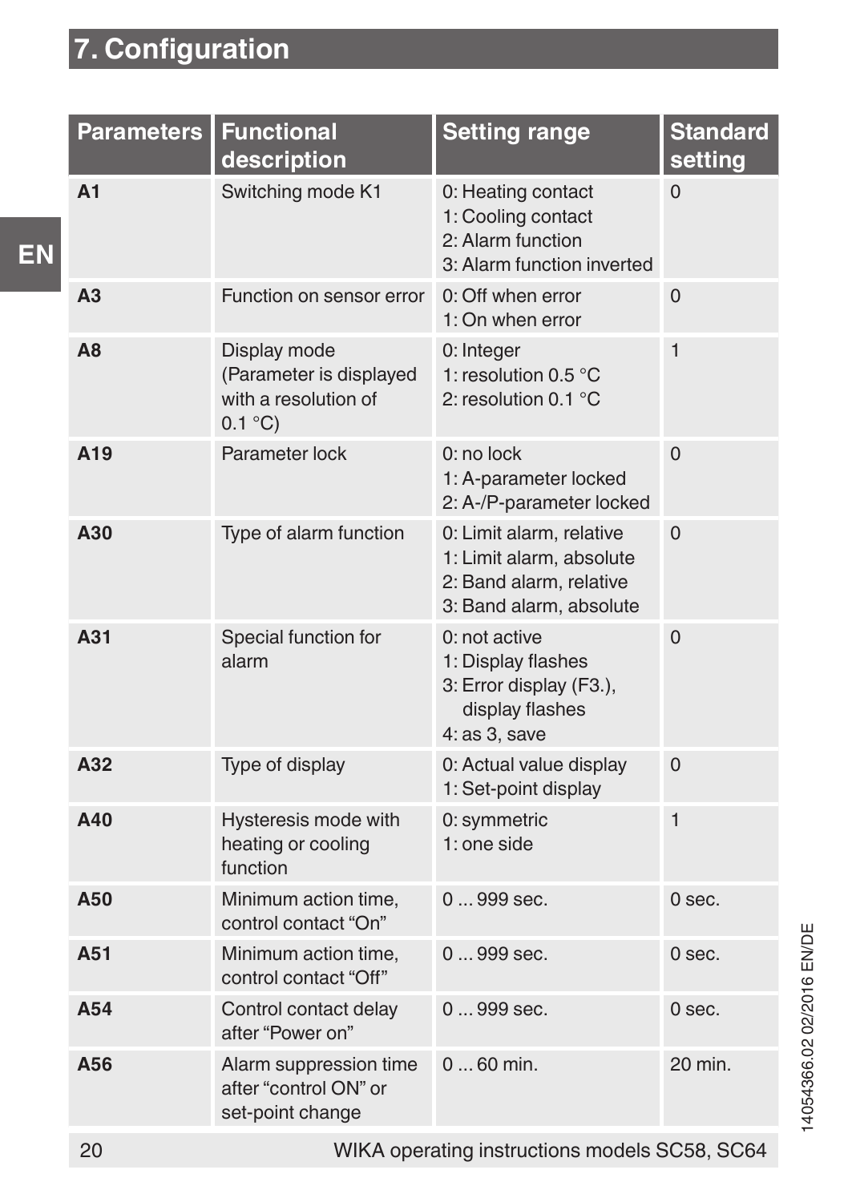# 7. Configuration

| Parameters | Functional description | Setting range | Standard setting |
|---|---|---|---|
| **A1** | Switching mode K1 | 0: Heating contact<br>1: Cooling contact<br>2: Alarm function<br>3: Alarm function inverted | 0 |
| **A3** | Function on sensor error | 0: Off when error<br>1: On when error | 0 |
| **A8** | Display mode (Parameter is displayed with a resolution of 0.1 °C) | 0: Integer<br>1: resolution 0.5 °C<br>2: resolution 0.1 °C | 1 |
| **A19** | Parameter lock | 0: no lock<br>1: A-parameter locked<br>2: A-/P-parameter locked | 0 |
| **A30** | Type of alarm function | 0: Limit alarm, relative<br>1: Limit alarm, absolute<br>2: Band alarm, relative<br>3: Band alarm, absolute | 0 |
| **A31** | Special function for alarm | 0: not active<br>1: Display flashes<br>3: Error display (F3.), display flashes<br>4: as 3, save | 0 |
| **A32** | Type of display | 0: Actual value display<br>1: Set-point display | 0 |
| **A40** | Hysteresis mode with heating or cooling function | 0: symmetric<br>1: one side | 1 |
| **A50** | Minimum action time, control contact "On" | 0 ... 999 sec. | 0 sec. |
| **A51** | Minimum action time, control contact "Off" | 0 ... 999 sec. | 0 sec. |
| **A54** | Control contact delay after "Power on" | 0 ... 999 sec. | 0 sec. |
| **A56** | Alarm suppression time after "control ON" or set-point change | 0 ... 60 min. | 20 min. |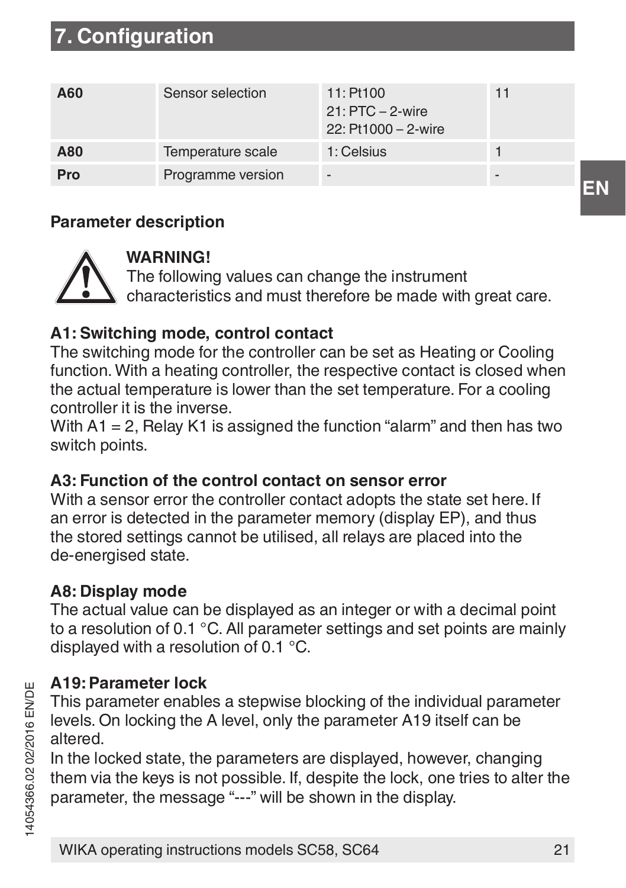# 7. Configuration

| A60 | Sensor selection | 11: Pt100<br>21: PTC – 2-wire<br>22: Pt1000 – 2-wire | 11 |
|---|---|---|---|
| A80 | Temperature scale | 1: Celsius | 1 |
| Pro | Programme version | - | - |

**Parameter description**

**WARNING!**
The following values can change the instrument characteristics and must therefore be made with great care.

**A1: Switching mode, control contact**
The switching mode for the controller can be set as Heating or Cooling function. With a heating controller, the respective contact is closed when the actual temperature is lower than the set temperature. For a cooling controller it is the inverse.
With A1 = 2, Relay K1 is assigned the function "alarm" and then has two switch points.

**A3: Function of the control contact on sensor error**
With a sensor error the controller contact adopts the state set here. If an error is detected in the parameter memory (display EP), and thus the stored settings cannot be utilised, all relays are placed into the de-energised state.

**A8: Display mode**
The actual value can be displayed as an integer or with a decimal point to a resolution of 0.1 °C. All parameter settings and set points are mainly displayed with a resolution of 0.1 °C.

**A19: Parameter lock**
This parameter enables a stepwise blocking of the individual parameter levels. On locking the A level, only the parameter A19 itself can be altered.
In the locked state, the parameters are displayed, however, changing them via the keys is not possible. If, despite the lock, one tries to alter the parameter, the message "---" will be shown in the display.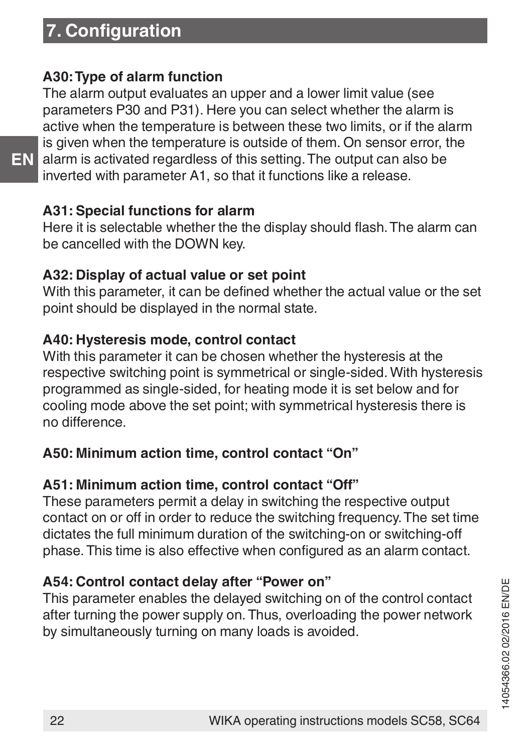# 7. Configuration

**A30: Type of alarm function**

The alarm output evaluates an upper and a lower limit value (see parameters P30 and P31). Here you can select whether the alarm is active when the temperature is between these two limits, or if the alarm is given when the temperature is outside of them. On sensor error, the alarm is activated regardless of this setting. The output can also be inverted with parameter A1, so that it functions like a release.

**A31: Special functions for alarm**

Here it is selectable whether the the display should flash. The alarm can be cancelled with the DOWN key.

**A32: Display of actual value or set point**

With this parameter, it can be defined whether the actual value or the set point should be displayed in the normal state.

**A40: Hysteresis mode, control contact**

With this parameter it can be chosen whether the hysteresis at the respective switching point is symmetrical or single-sided. With hysteresis programmed as single-sided, for heating mode it is set below and for cooling mode above the set point; with symmetrical hysteresis there is no difference.

**A50: Minimum action time, control contact "On"**

**A51: Minimum action time, control contact "Off"**

These parameters permit a delay in switching the respective output contact on or off in order to reduce the switching frequency. The set time dictates the full minimum duration of the switching-on or switching-off phase. This time is also effective when configured as an alarm contact.

**A54: Control contact delay after "Power on"**

This parameter enables the delayed switching on of the control contact after turning the power supply on. Thus, overloading the power network by simultaneously turning on many loads is avoided.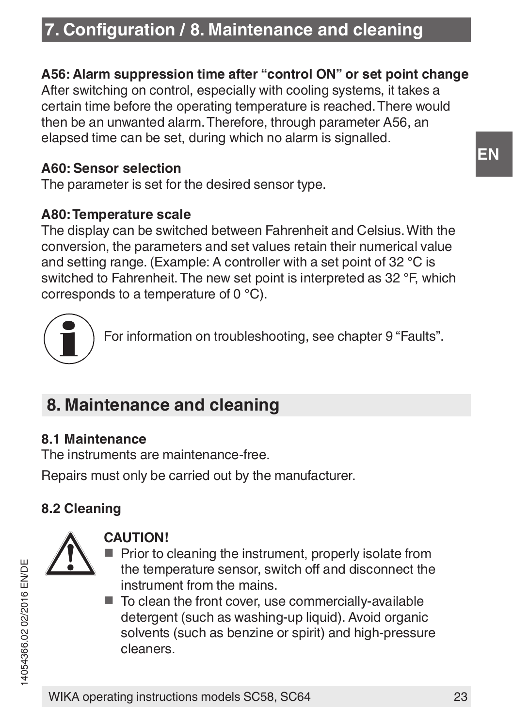# 7. Configuration / 8. Maintenance and cleaning

**A56: Alarm suppression time after "control ON" or set point change**
After switching on control, especially with cooling systems, it takes a certain time before the operating temperature is reached. There would then be an unwanted alarm. Therefore, through parameter A56, an elapsed time can be set, during which no alarm is signalled.

**A60: Sensor selection**
The parameter is set for the desired sensor type.

**A80: Temperature scale**
The display can be switched between Fahrenheit and Celsius. With the conversion, the parameters and set values retain their numerical value and setting range. (Example: A controller with a set point of 32 °C is switched to Fahrenheit. The new set point is interpreted as 32 °F, which corresponds to a temperature of 0 °C).

For information on troubleshooting, see chapter 9 "Faults".

## 8. Maintenance and cleaning

### 8.1 Maintenance

The instruments are maintenance-free.

Repairs must only be carried out by the manufacturer.

### 8.2 Cleaning

**CAUTION!**

- Prior to cleaning the instrument, properly isolate from the temperature sensor, switch off and disconnect the instrument from the mains.
- To clean the front cover, use commercially-available detergent (such as washing-up liquid). Avoid organic solvents (such as benzine or spirit) and high-pressure cleaners.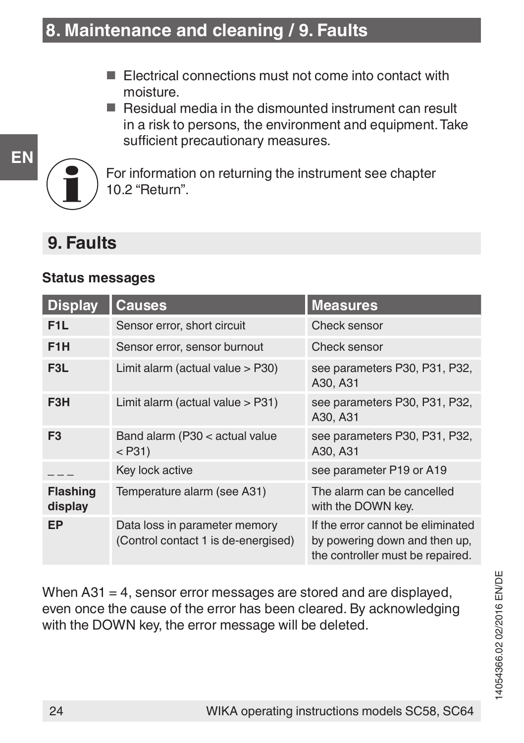- Electrical connections must not come into contact with moisture.
- Residual media in the dismounted instrument can result in a risk to persons, the environment and equipment. Take sufficient precautionary measures.

For information on returning the instrument see chapter 10.2 “Return”.

## 9. Faults

### Status messages

| Display | Causes | Measures |
|---|---|---|
| **F1L** | Sensor error, short circuit | Check sensor |
| **F1H** | Sensor error, sensor burnout | Check sensor |
| **F3L** | Limit alarm (actual value > P30) | see parameters P30, P31, P32, A30, A31 |
| **F3H** | Limit alarm (actual value > P31) | see parameters P30, P31, P32, A30, A31 |
| **F3** | Band alarm (P30 < actual value < P31) | see parameters P30, P31, P32, A30, A31 |
| _ _ _ | Key lock active | see parameter P19 or A19 |
| **Flashing display** | Temperature alarm (see A31) | The alarm can be cancelled with the DOWN key. |
| **EP** | Data loss in parameter memory (Control contact 1 is de-energised) | If the error cannot be eliminated by powering down and then up, the controller must be repaired. |

When A31 = 4, sensor error messages are stored and are displayed, even once the cause of the error has been cleared. By acknowledging with the DOWN key, the error message will be deleted.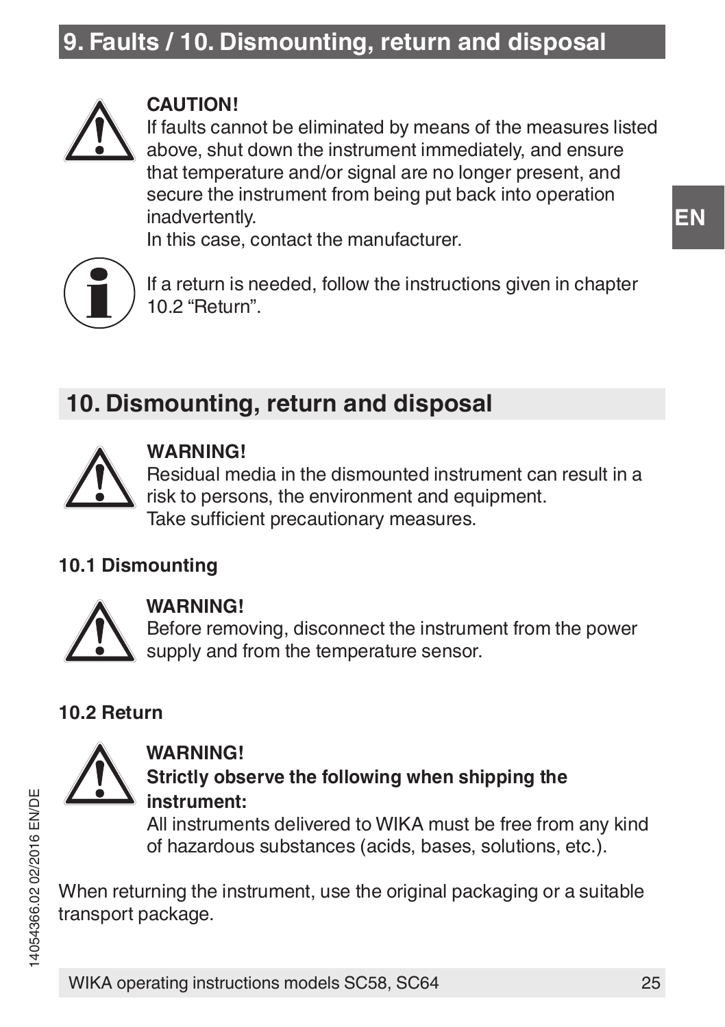# 9. Faults / 10. Dismounting, return and disposal

**CAUTION!**
If faults cannot be eliminated by means of the measures listed above, shut down the instrument immediately, and ensure that temperature and/or signal are no longer present, and secure the instrument from being put back into operation inadvertently.
In this case, contact the manufacturer.

If a return is needed, follow the instructions given in chapter 10.2 "Return".

## 10. Dismounting, return and disposal

**WARNING!**
Residual media in the dismounted instrument can result in a risk to persons, the environment and equipment.
Take sufficient precautionary measures.

### 10.1 Dismounting

**WARNING!**
Before removing, disconnect the instrument from the power supply and from the temperature sensor.

### 10.2 Return

**WARNING!**
**Strictly observe the following when shipping the instrument:**
All instruments delivered to WIKA must be free from any kind of hazardous substances (acids, bases, solutions, etc.).

When returning the instrument, use the original packaging or a suitable transport package.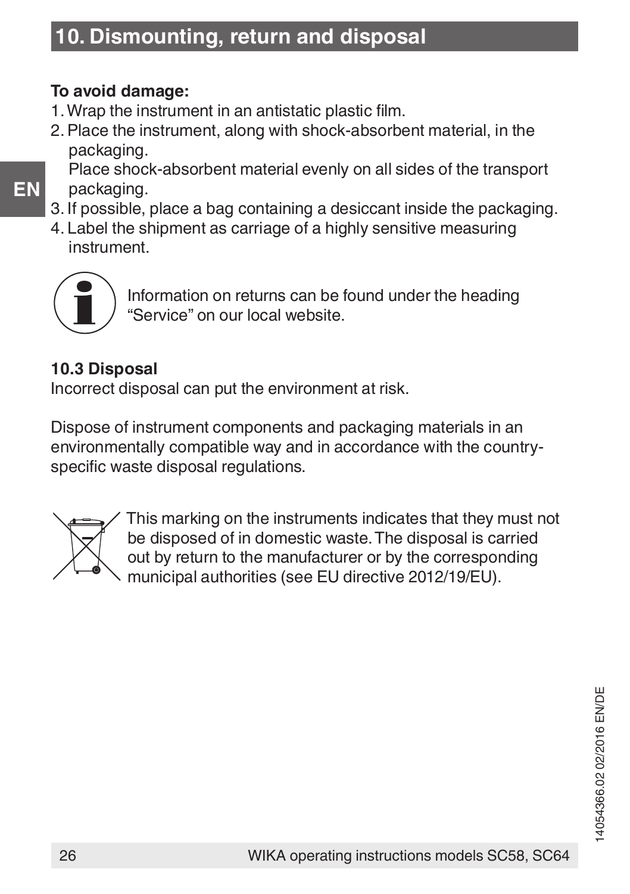## 10. Dismounting, return and disposal

**To avoid damage:**

1. Wrap the instrument in an antistatic plastic film.
2. Place the instrument, along with shock-absorbent material, in the packaging.
   Place shock-absorbent material evenly on all sides of the transport packaging.
3. If possible, place a bag containing a desiccant inside the packaging.
4. Label the shipment as carriage of a highly sensitive measuring instrument.

Information on returns can be found under the heading “Service” on our local website.

### 10.3 Disposal

Incorrect disposal can put the environment at risk.

Dispose of instrument components and packaging materials in an environmentally compatible way and in accordance with the country-specific waste disposal regulations.

This marking on the instruments indicates that they must not be disposed of in domestic waste. The disposal is carried out by return to the manufacturer or by the corresponding municipal authorities (see EU directive 2012/19/EU).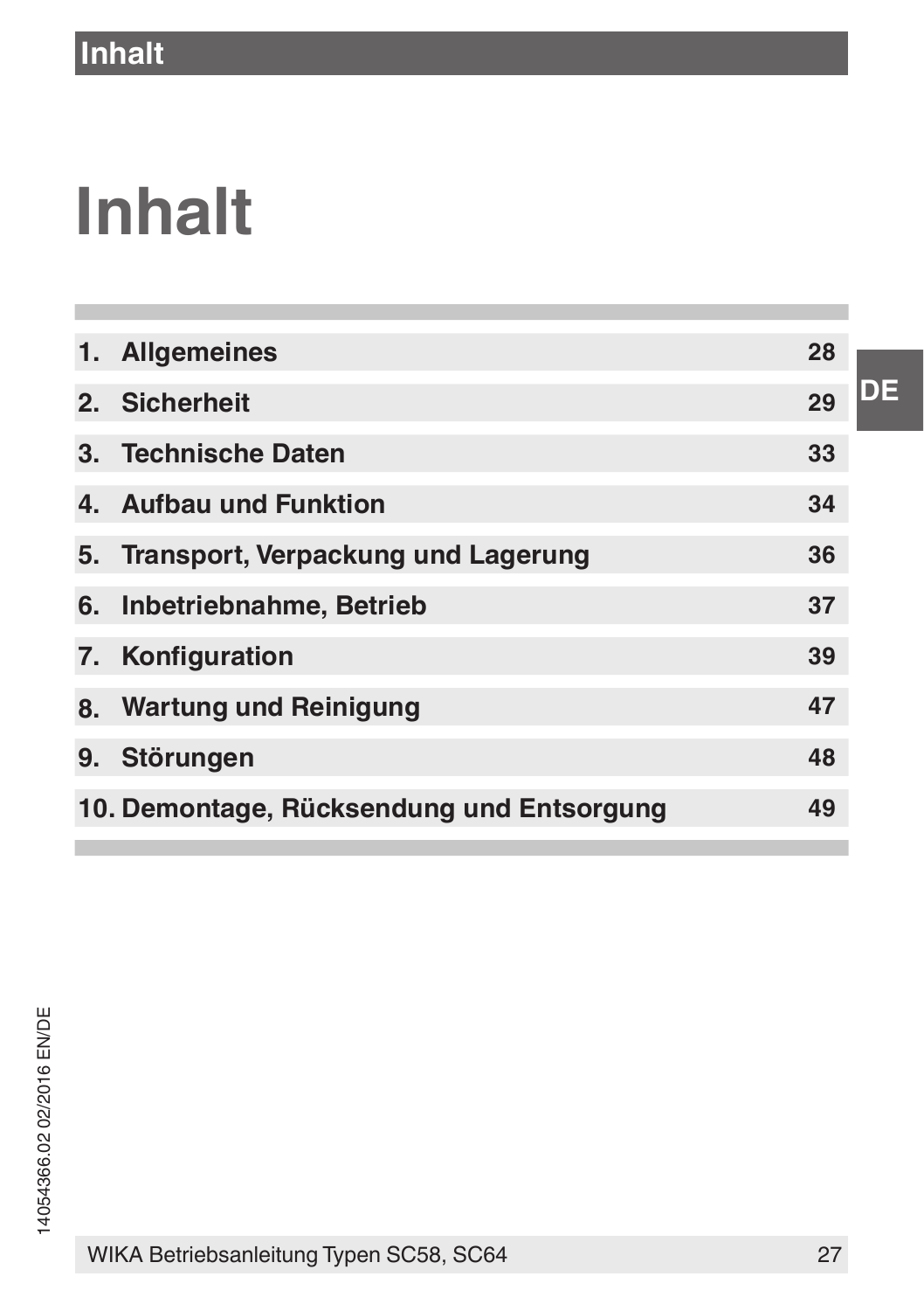# Inhalt

| | | |
|---|---|---|
| 1. | Allgemeines | 28 |
| 2. | Sicherheit | 29 |
| 3. | Technische Daten | 33 |
| 4. | Aufbau und Funktion | 34 |
| 5. | Transport, Verpackung und Lagerung | 36 |
| 6. | Inbetriebnahme, Betrieb | 37 |
| 7. | Konfiguration | 39 |
| 8. | Wartung und Reinigung | 47 |
| 9. | Störungen | 48 |
| 10. | Demontage, Rücksendung und Entsorgung | 49 |

14054366.02 02/2016 EN/DE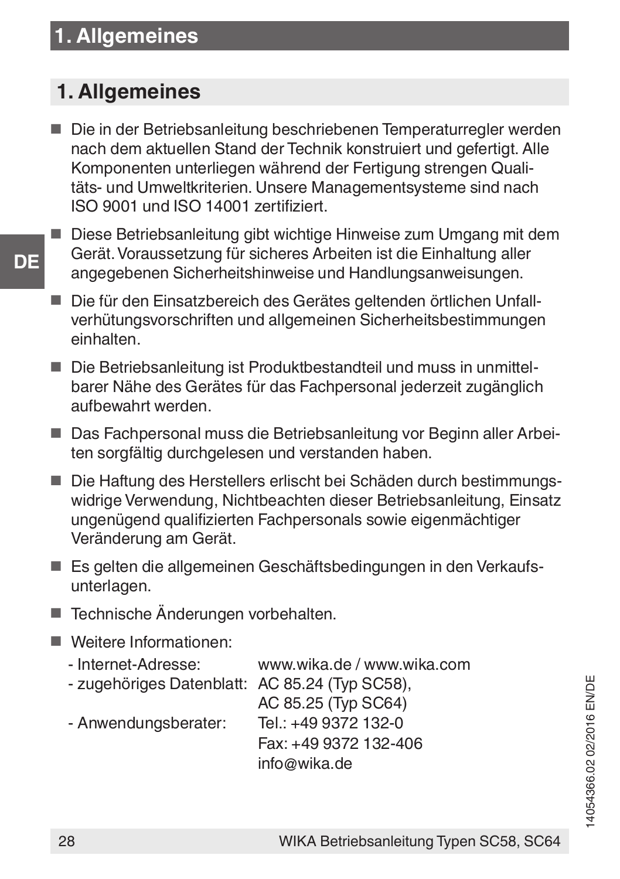# 1. Allgemeines

- Die in der Betriebsanleitung beschriebenen Temperaturregler werden nach dem aktuellen Stand der Technik konstruiert und gefertigt. Alle Komponenten unterliegen während der Fertigung strengen Qualitäts- und Umweltkriterien. Unsere Managementsysteme sind nach ISO 9001 und ISO 14001 zertifiziert.
- Diese Betriebsanleitung gibt wichtige Hinweise zum Umgang mit dem Gerät. Voraussetzung für sicheres Arbeiten ist die Einhaltung aller angegebenen Sicherheitshinweise und Handlungsanweisungen.
- Die für den Einsatzbereich des Gerätes geltenden örtlichen Unfallverhütungsvorschriften und allgemeinen Sicherheitsbestimmungen einhalten.
- Die Betriebsanleitung ist Produktbestandteil und muss in unmittelbarer Nähe des Gerätes für das Fachpersonal jederzeit zugänglich aufbewahrt werden.
- Das Fachpersonal muss die Betriebsanleitung vor Beginn aller Arbeiten sorgfältig durchgelesen und verstanden haben.
- Die Haftung des Herstellers erlischt bei Schäden durch bestimmungswidrige Verwendung, Nichtbeachten dieser Betriebsanleitung, Einsatz ungenügend qualifizierten Fachpersonals sowie eigenmächtiger Veränderung am Gerät.
- Es gelten die allgemeinen Geschäftsbedingungen in den Verkaufsunterlagen.
- Technische Änderungen vorbehalten.
- Weitere Informationen:

| | |
|---|---|
| - Internet-Adresse: | www.wika.de / www.wika.com |
| - zugehöriges Datenblatt: | AC 85.24 (Typ SC58), AC 85.25 (Typ SC64) |
| - Anwendungsberater: | Tel.: +49 9372 132-0 Fax: +49 9372 132-406 info@wika.de |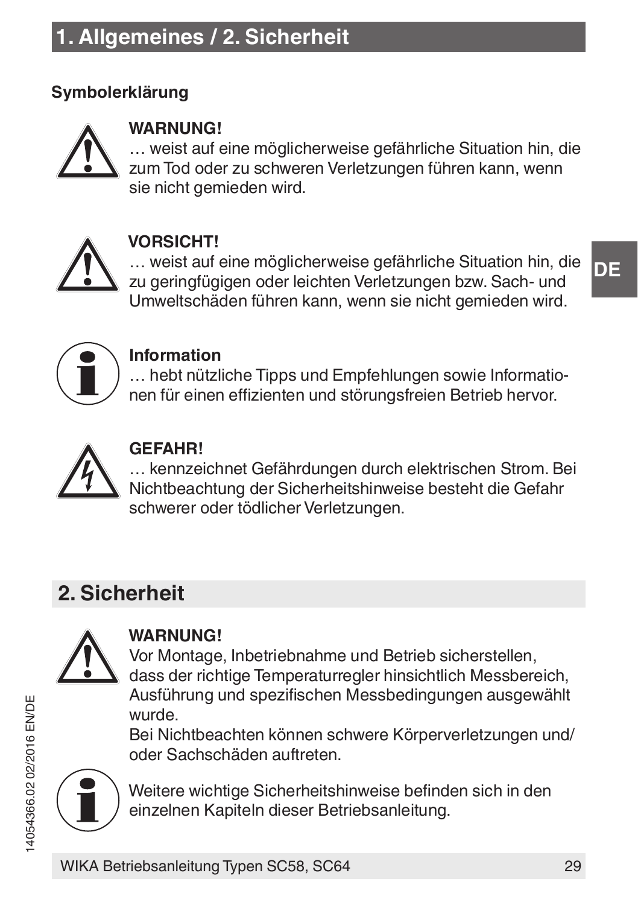# 1. Allgemeines / 2. Sicherheit

**Symbolerklärung**

**WARNUNG!**
… weist auf eine möglicherweise gefährliche Situation hin, die zum Tod oder zu schweren Verletzungen führen kann, wenn sie nicht gemieden wird.

**VORSICHT!**
… weist auf eine möglicherweise gefährliche Situation hin, die zu geringfügigen oder leichten Verletzungen bzw. Sach- und Umweltschäden führen kann, wenn sie nicht gemieden wird.

**Information**
… hebt nützliche Tipps und Empfehlungen sowie Informationen für einen effizienten und störungsfreien Betrieb hervor.

**GEFAHR!**
… kennzeichnet Gefährdungen durch elektrischen Strom. Bei Nichtbeachtung der Sicherheitshinweise besteht die Gefahr schwerer oder tödlicher Verletzungen.

## 2. Sicherheit

**WARNUNG!**
Vor Montage, Inbetriebnahme und Betrieb sicherstellen, dass der richtige Temperaturregler hinsichtlich Messbereich, Ausführung und spezifischen Messbedingungen ausgewählt wurde.
Bei Nichtbeachten können schwere Körperverletzungen und/ oder Sachschäden auftreten.

Weitere wichtige Sicherheitshinweise befinden sich in den einzelnen Kapiteln dieser Betriebsanleitung.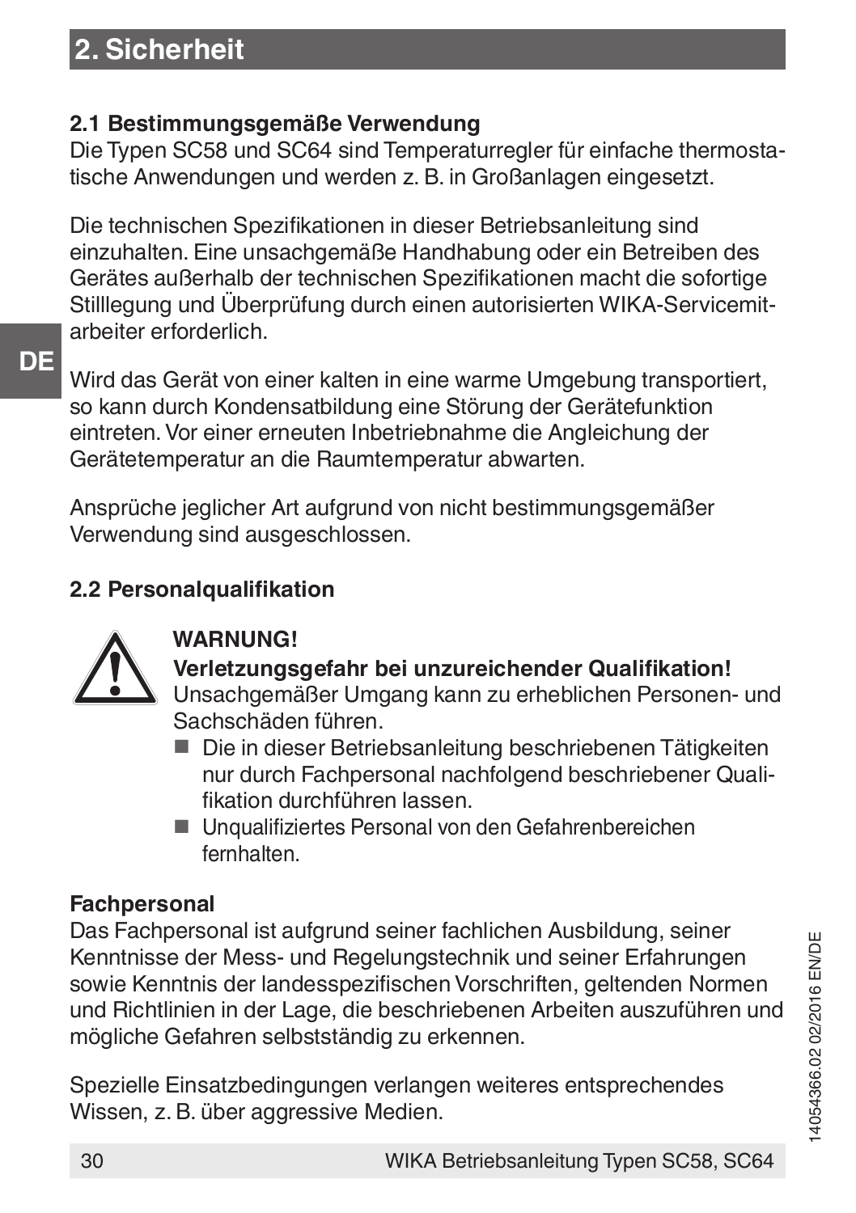## 2. Sicherheit

### 2.1 Bestimmungsgemäße Verwendung

Die Typen SC58 und SC64 sind Temperaturregler für einfache thermostatische Anwendungen und werden z. B. in Großanlagen eingesetzt.

Die technischen Spezifikationen in dieser Betriebsanleitung sind einzuhalten. Eine unsachgemäße Handhabung oder ein Betreiben des Gerätes außerhalb der technischen Spezifikationen macht die sofortige Stilllegung und Überprüfung durch einen autorisierten WIKA-Servicemitarbeiter erforderlich.

Wird das Gerät von einer kalten in eine warme Umgebung transportiert, so kann durch Kondensatbildung eine Störung der Gerätefunktion eintreten. Vor einer erneuten Inbetriebnahme die Angleichung der Gerätetemperatur an die Raumtemperatur abwarten.

Ansprüche jeglicher Art aufgrund von nicht bestimmungsgemäßer Verwendung sind ausgeschlossen.

### 2.2 Personalqualifikation

**WARNUNG!**

**Verletzungsgefahr bei unzureichender Qualifikation!**

Unsachgemäßer Umgang kann zu erheblichen Personen- und Sachschäden führen.

- Die in dieser Betriebsanleitung beschriebenen Tätigkeiten nur durch Fachpersonal nachfolgend beschriebener Qualifikation durchführen lassen.
- Unqualifiziertes Personal von den Gefahrenbereichen fernhalten.

**Fachpersonal**

Das Fachpersonal ist aufgrund seiner fachlichen Ausbildung, seiner Kenntnisse der Mess- und Regelungstechnik und seiner Erfahrungen sowie Kenntnis der landesspezifischen Vorschriften, geltenden Normen und Richtlinien in der Lage, die beschriebenen Arbeiten auszuführen und mögliche Gefahren selbstständig zu erkennen.

Spezielle Einsatzbedingungen verlangen weiteres entsprechendes Wissen, z. B. über aggressive Medien.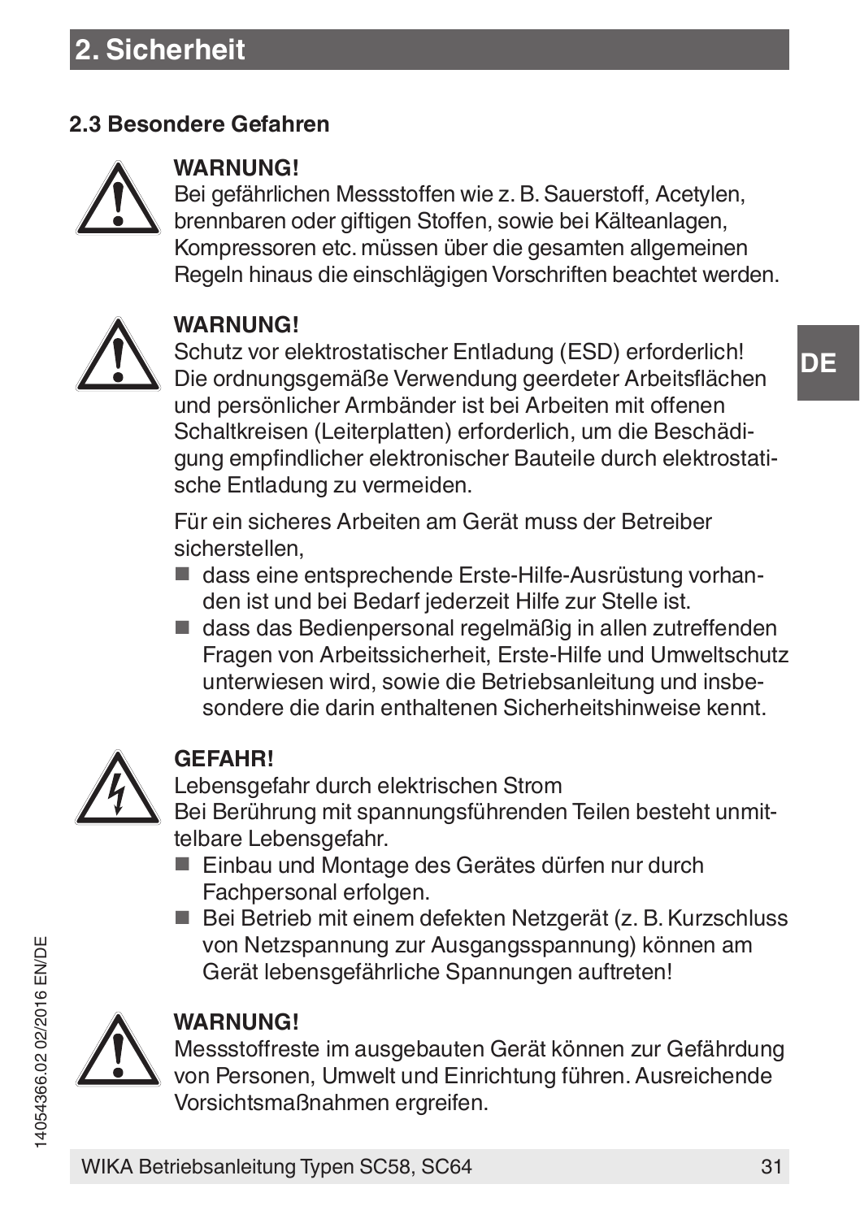## 2. Sicherheit

### 2.3 Besondere Gefahren

**WARNUNG!**
Bei gefährlichen Messstoffen wie z. B. Sauerstoff, Acetylen, brennbaren oder giftigen Stoffen, sowie bei Kälteanlagen, Kompressoren etc. müssen über die gesamten allgemeinen Regeln hinaus die einschlägigen Vorschriften beachtet werden.

**WARNUNG!**
Schutz vor elektrostatischer Entladung (ESD) erforderlich! Die ordnungsgemäße Verwendung geerdeter Arbeitsflächen und persönlicher Armbänder ist bei Arbeiten mit offenen Schaltkreisen (Leiterplatten) erforderlich, um die Beschädigung empfindlicher elektronischer Bauteile durch elektrostatische Entladung zu vermeiden.

Für ein sicheres Arbeiten am Gerät muss der Betreiber sicherstellen,

- dass eine entsprechende Erste-Hilfe-Ausrüstung vorhanden ist und bei Bedarf jederzeit Hilfe zur Stelle ist.
- dass das Bedienpersonal regelmäßig in allen zutreffenden Fragen von Arbeitssicherheit, Erste-Hilfe und Umweltschutz unterwiesen wird, sowie die Betriebsanleitung und insbesondere die darin enthaltenen Sicherheitshinweise kennt.

**GEFAHR!**
Lebensgefahr durch elektrischen Strom
Bei Berührung mit spannungsführenden Teilen besteht unmittelbare Lebensgefahr.

- Einbau und Montage des Gerätes dürfen nur durch Fachpersonal erfolgen.
- Bei Betrieb mit einem defekten Netzgerät (z. B. Kurzschluss von Netzspannung zur Ausgangsspannung) können am Gerät lebensgefährliche Spannungen auftreten!

**WARNUNG!**
Messstoffreste im ausgebauten Gerät können zur Gefährdung von Personen, Umwelt und Einrichtung führen. Ausreichende Vorsichtsmaßnahmen ergreifen.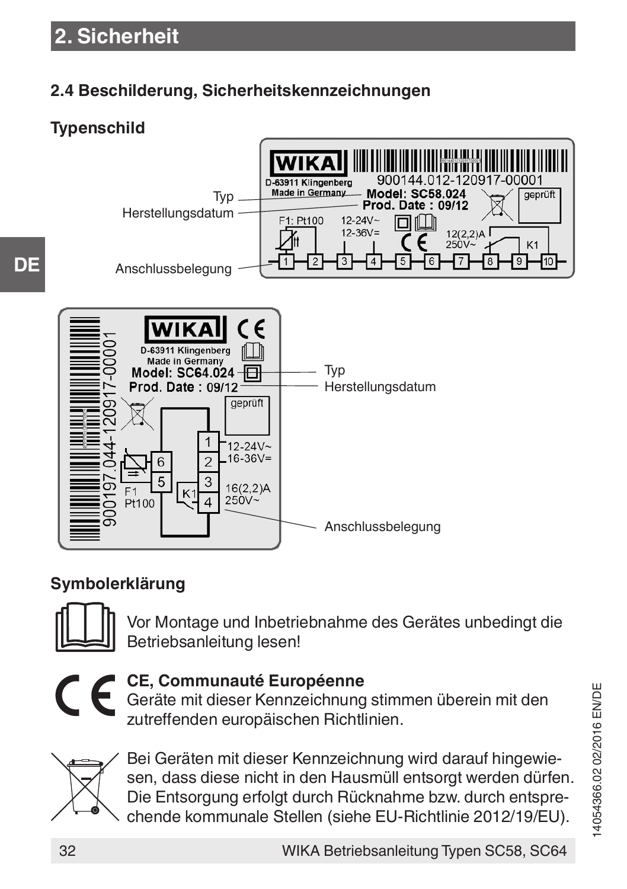## 2.4 Beschilderung, Sicherheitskennzeichnungen

### Typenschild

Typ

Herstellungsdatum

Anschlussbelegung

Typ

Herstellungsdatum

Anschlussbelegung

### Symbolerklärung

Vor Montage und Inbetriebnahme des Gerätes unbedingt die Betriebsanleitung lesen!

**CE, Communauté Européenne**
Geräte mit dieser Kennzeichnung stimmen überein mit den zutreffenden europäischen Richtlinien.

Bei Geräten mit dieser Kennzeichnung wird darauf hingewiesen, dass diese nicht in den Hausmüll entsorgt werden dürfen. Die Entsorgung erfolgt durch Rücknahme bzw. durch entsprechende kommunale Stellen (siehe EU-Richtlinie 2012/19/EU).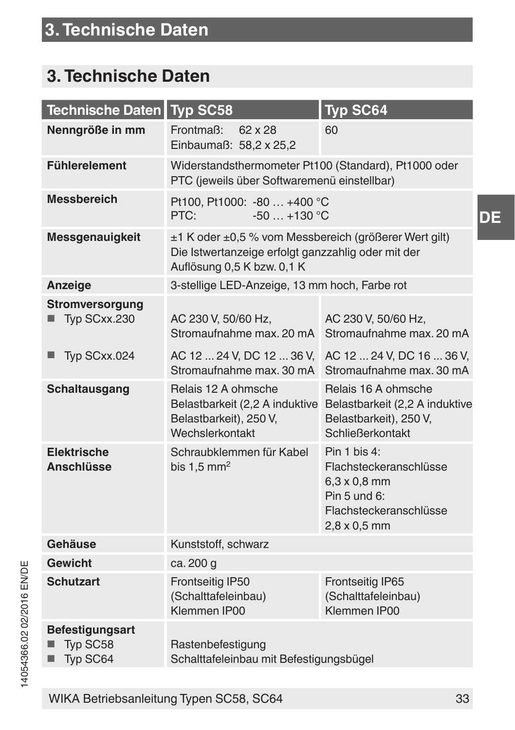# 3. Technische Daten

| Technische Daten | Typ SC58 | Typ SC64 |
|---|---|---|
| **Nenngröße in mm** | Frontmaß: 62 x 28<br>Einbaumaß: 58,2 x 25,2 | 60 |
| **Fühlerelement** | Widerstandsthermometer Pt100 (Standard), Pt1000 oder PTC (jeweils über Softwaremenü einstellbar) | |
| **Messbereich** | Pt100, Pt1000: -80 … +400 °C<br>PTC: -50 … +130 °C | |
| **Messgenauigkeit** | ±1 K oder ±0,5 % vom Messbereich (größerer Wert gilt)<br>Die Istwertanzeige erfolgt ganzzahlig oder mit der Auflösung 0,5 K bzw. 0,1 K | |
| **Anzeige** | 3-stellige LED-Anzeige, 13 mm hoch, Farbe rot | |
| **Stromversorgung** | | |
| ■ Typ SCxx.230 | AC 230 V, 50/60 Hz, Stromaufnahme max. 20 mA | AC 230 V, 50/60 Hz, Stromaufnahme max. 20 mA |
| ■ Typ SCxx.024 | AC 12 ... 24 V, DC 12 ... 36 V, Stromaufnahme max. 30 mA | AC 12 ... 24 V, DC 16 ... 36 V, Stromaufnahme max. 30 mA |
| **Schaltausgang** | Relais 12 A ohmsche Belastbarkeit (2,2 A induktive Belastbarkeit), 250 V, Wechslerkontakt | Relais 16 A ohmsche Belastbarkeit (2,2 A induktive Belastbarkeit), 250 V, Schließerkontakt |
| **Elektrische Anschlüsse** | Schraubklemmen für Kabel bis 1,5 mm² | Pin 1 bis 4: Flachsteckeranschlüsse 6,3 x 0,8 mm<br>Pin 5 und 6: Flachsteckeranschlüsse 2,8 x 0,5 mm |
| **Gehäuse** | Kunststoff, schwarz | |
| **Gewicht** | ca. 200 g | |
| **Schutzart** | Frontseitig IP50 (Schalttafeleinbau)<br>Klemmen IP00 | Frontseitig IP65 (Schalttafeleinbau)<br>Klemmen IP00 |
| **Befestigungsart** | | |
| ■ Typ SC58 | Rastenbefestigung | |
| ■ Typ SC64 | Schalttafeleinbau mit Befestigungsbügel | |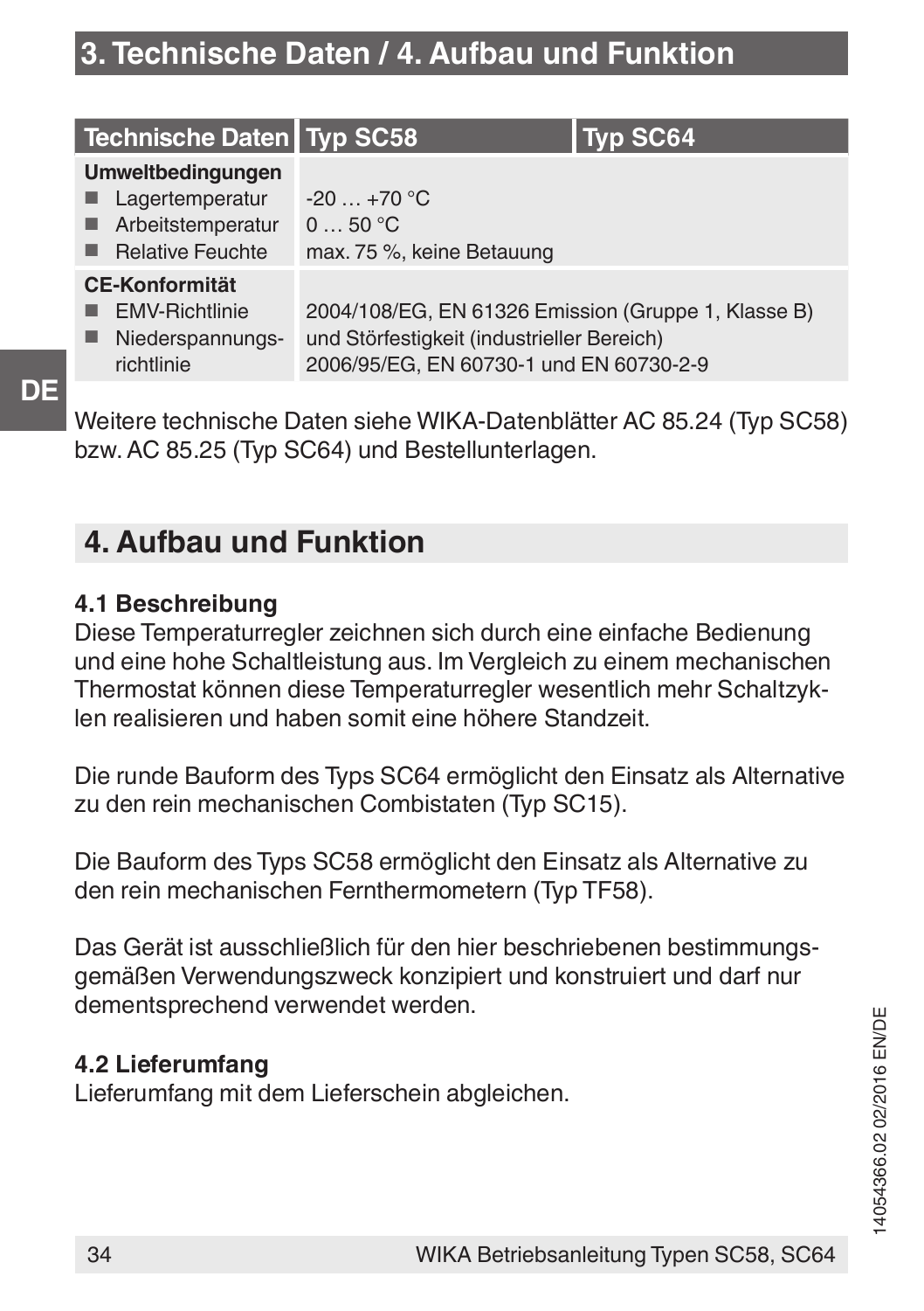# 3. Technische Daten / 4. Aufbau und Funktion

| Technische Daten | Typ SC58 | Typ SC64 |
|---|---|---|
| **Umweltbedingungen** | | |
| ■ Lagertemperatur | -20 … +70 °C | |
| ■ Arbeitstemperatur | 0 … 50 °C | |
| ■ Relative Feuchte | max. 75 %, keine Betauung | |
| **CE-Konformität** | | |
| ■ EMV-Richtlinie | 2004/108/EG, EN 61326 Emission (Gruppe 1, Klasse B) und Störfestigkeit (industrieller Bereich) | |
| ■ Niederspannungs­richtlinie | 2006/95/EG, EN 60730-1 und EN 60730-2-9 | |

Weitere technische Daten siehe WIKA-Datenblätter AC 85.24 (Typ SC58) bzw. AC 85.25 (Typ SC64) und Bestellunterlagen.

## 4. Aufbau und Funktion

### 4.1 Beschreibung

Diese Temperaturregler zeichnen sich durch eine einfache Bedienung und eine hohe Schaltleistung aus. Im Vergleich zu einem mechanischen Thermostat können diese Temperaturregler wesentlich mehr Schaltzyklen realisieren und haben somit eine höhere Standzeit.

Die runde Bauform des Typs SC64 ermöglicht den Einsatz als Alternative zu den rein mechanischen Combistaten (Typ SC15).

Die Bauform des Typs SC58 ermöglicht den Einsatz als Alternative zu den rein mechanischen Fernthermometern (Typ TF58).

Das Gerät ist ausschließlich für den hier beschriebenen bestimmungsgemäßen Verwendungszweck konzipiert und konstruiert und darf nur dementsprechend verwendet werden.

### 4.2 Lieferumfang

Lieferumfang mit dem Lieferschein abgleichen.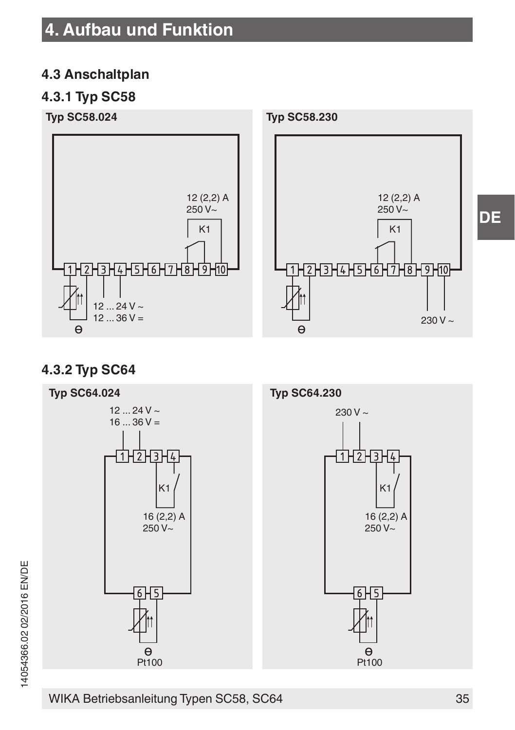# 4. Aufbau und Funktion

## 4.3 Anschaltplan

### 4.3.1 Typ SC58

**Typ SC58.024**

12 (2,2) A
250 V~

K1

1 2 3 4 5 6 7 8 9 10

12 ... 24 V ~
12 ... 36 V =

ϴ

**Typ SC58.230**

12 (2,2) A
250 V~

K1

1 2 3 4 5 6 7 8 9 10

230 V ~

ϴ

### 4.3.2 Typ SC64

**Typ SC64.024**

12 ... 24 V ~
16 ... 36 V =

1 2 3 4

K1

16 (2,2) A
250 V~

6 5

ϴ
Pt100

**Typ SC64.230**

230 V ~

1 2 3 4

K1

16 (2,2) A
250 V~

6 5

ϴ
Pt100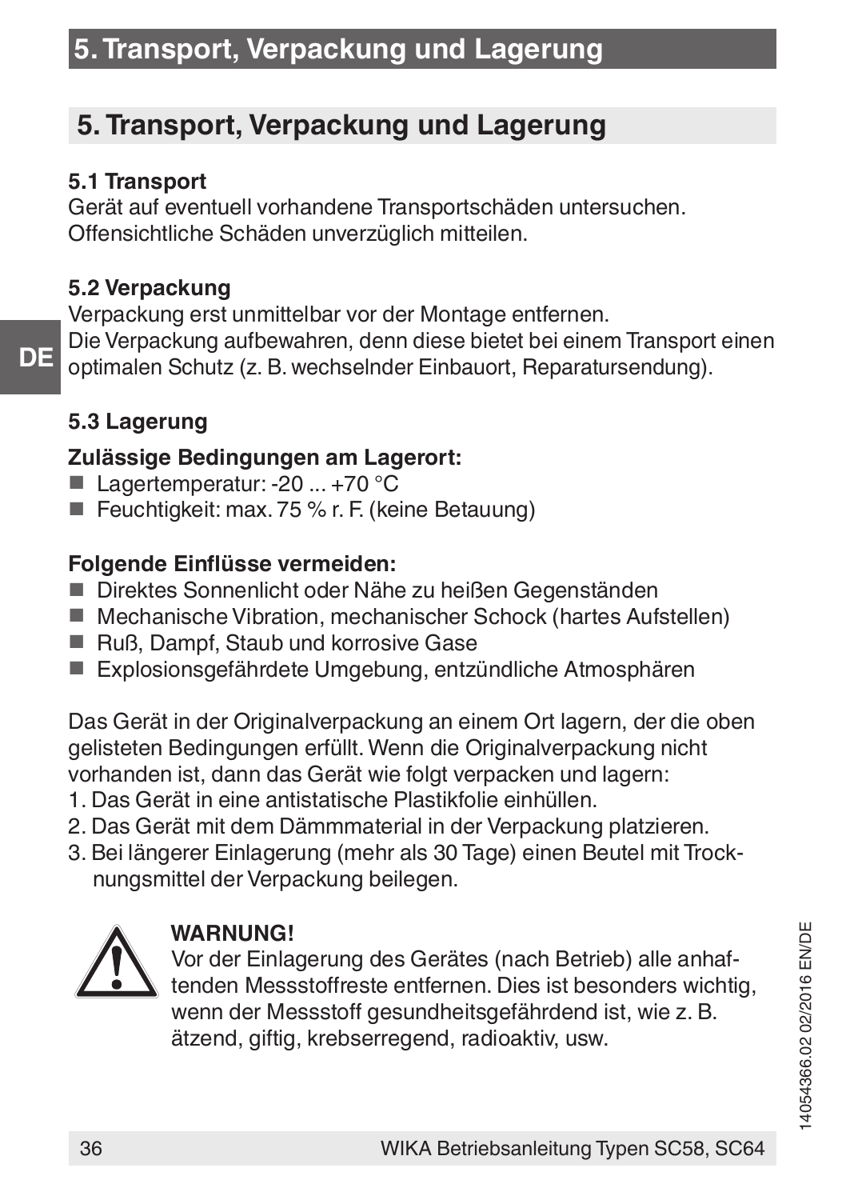# 5. Transport, Verpackung und Lagerung

## 5. Transport, Verpackung und Lagerung

### 5.1 Transport

Gerät auf eventuell vorhandene Transportschäden untersuchen.
Offensichtliche Schäden unverzüglich mitteilen.

### 5.2 Verpackung

Verpackung erst unmittelbar vor der Montage entfernen.
Die Verpackung aufbewahren, denn diese bietet bei einem Transport einen optimalen Schutz (z. B. wechselnder Einbauort, Reparatursendung).

### 5.3 Lagerung

**Zulässige Bedingungen am Lagerort:**

- Lagertemperatur: -20 ... +70 °C
- Feuchtigkeit: max. 75 % r. F. (keine Betauung)

**Folgende Einflüsse vermeiden:**

- Direktes Sonnenlicht oder Nähe zu heißen Gegenständen
- Mechanische Vibration, mechanischer Schock (hartes Aufstellen)
- Ruß, Dampf, Staub und korrosive Gase
- Explosionsgefährdete Umgebung, entzündliche Atmosphären

Das Gerät in der Originalverpackung an einem Ort lagern, der die oben gelisteten Bedingungen erfüllt. Wenn die Originalverpackung nicht vorhanden ist, dann das Gerät wie folgt verpacken und lagern:

1. Das Gerät in eine antistatische Plastikfolie einhüllen.
2. Das Gerät mit dem Dämmmaterial in der Verpackung platzieren.
3. Bei längerer Einlagerung (mehr als 30 Tage) einen Beutel mit Trocknungsmittel der Verpackung beilegen.

**WARNUNG!**
Vor der Einlagerung des Gerätes (nach Betrieb) alle anhaftenden Messstoffreste entfernen. Dies ist besonders wichtig, wenn der Messstoff gesundheitsgefährdend ist, wie z. B. ätzend, giftig, krebserregend, radioaktiv, usw.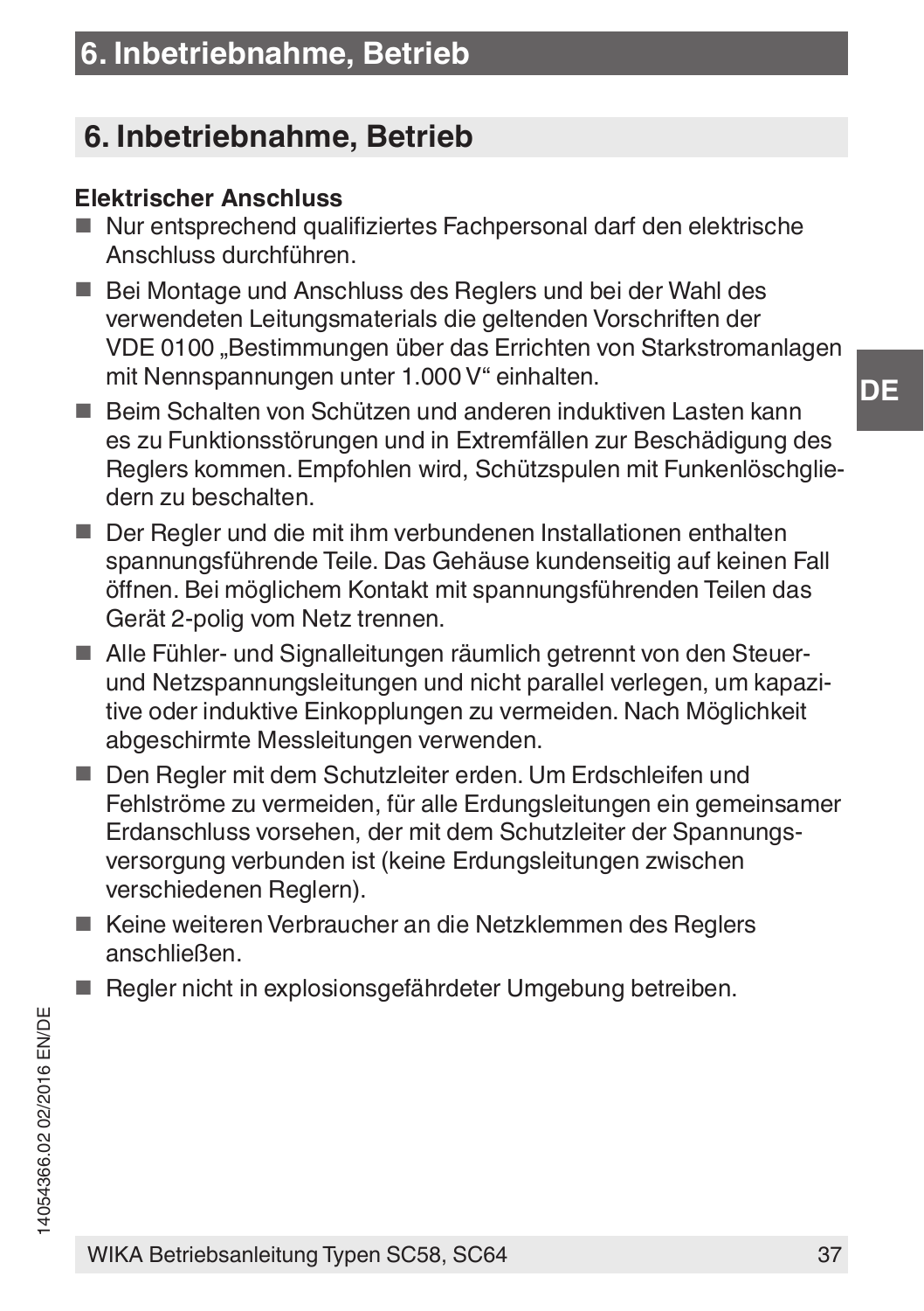## 6. Inbetriebnahme, Betrieb

**Elektrischer Anschluss**

- Nur entsprechend qualifiziertes Fachpersonal darf den elektrische Anschluss durchführen.
- Bei Montage und Anschluss des Reglers und bei der Wahl des verwendeten Leitungsmaterials die geltenden Vorschriften der VDE 0100 „Bestimmungen über das Errichten von Starkstromanlagen mit Nennspannungen unter 1.000 V“ einhalten.
- Beim Schalten von Schützen und anderen induktiven Lasten kann es zu Funktionsstörungen und in Extremfällen zur Beschädigung des Reglers kommen. Empfohlen wird, Schützspulen mit Funkenlöschgliedern zu beschalten.
- Der Regler und die mit ihm verbundenen Installationen enthalten spannungsführende Teile. Das Gehäuse kundenseitig auf keinen Fall öffnen. Bei möglichem Kontakt mit spannungsführenden Teilen das Gerät 2-polig vom Netz trennen.
- Alle Fühler- und Signalleitungen räumlich getrennt von den Steuer- und Netzspannungsleitungen und nicht parallel verlegen, um kapazitive oder induktive Einkopplungen zu vermeiden. Nach Möglichkeit abgeschirmte Messleitungen verwenden.
- Den Regler mit dem Schutzleiter erden. Um Erdschleifen und Fehlströme zu vermeiden, für alle Erdungsleitungen ein gemeinsamer Erdanschluss vorsehen, der mit dem Schutzleiter der Spannungsversorgung verbunden ist (keine Erdungsleitungen zwischen verschiedenen Reglern).
- Keine weiteren Verbraucher an die Netzklemmen des Reglers anschließen.
- Regler nicht in explosionsgefährdeter Umgebung betreiben.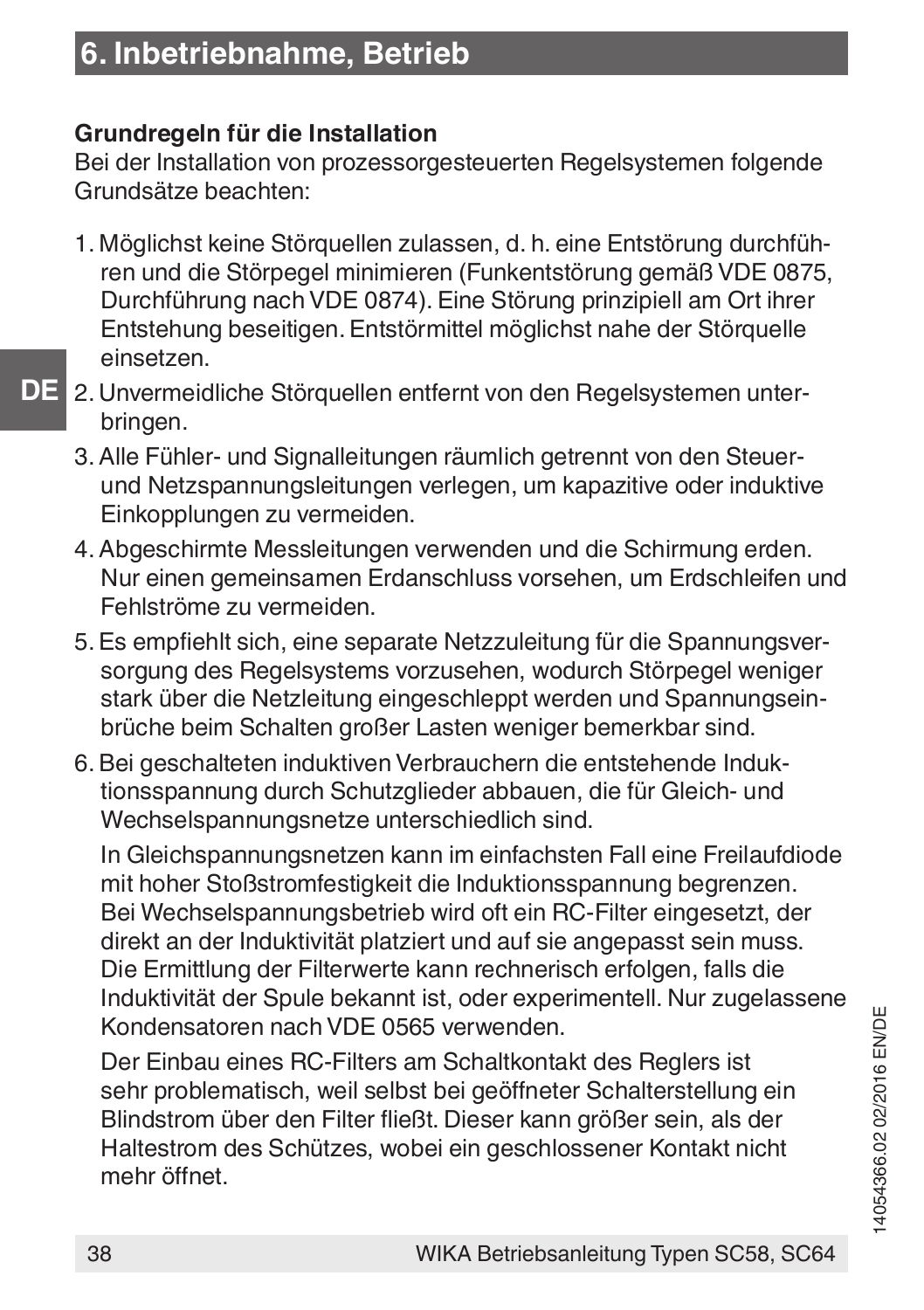# 6. Inbetriebnahme, Betrieb

**Grundregeln für die Installation**
Bei der Installation von prozessorgesteuerten Regelsystemen folgende Grundsätze beachten:

1. Möglichst keine Störquellen zulassen, d. h. eine Entstörung durchführen und die Störpegel minimieren (Funkentstörung gemäß VDE 0875, Durchführung nach VDE 0874). Eine Störung prinzipiell am Ort ihrer Entstehung beseitigen. Entstörmittel möglichst nahe der Störquelle einsetzen.
2. Unvermeidliche Störquellen entfernt von den Regelsystemen unterbringen.
3. Alle Fühler- und Signalleitungen räumlich getrennt von den Steuer- und Netzspannungsleitungen verlegen, um kapazitive oder induktive Einkopplungen zu vermeiden.
4. Abgeschirmte Messleitungen verwenden und die Schirmung erden. Nur einen gemeinsamen Erdanschluss vorsehen, um Erdschleifen und Fehlströme zu vermeiden.
5. Es empfiehlt sich, eine separate Netzzuleitung für die Spannungsversorgung des Regelsystems vorzusehen, wodurch Störpegel weniger stark über die Netzleitung eingeschleppt werden und Spannungseinbrüche beim Schalten großer Lasten weniger bemerkbar sind.
6. Bei geschalteten induktiven Verbrauchern die entstehende Induktionsspannung durch Schutzglieder abbauen, die für Gleich- und Wechselspannungsnetze unterschiedlich sind.

   In Gleichspannungsnetzen kann im einfachsten Fall eine Freilaufdiode mit hoher Stoßstromfestigkeit die Induktionsspannung begrenzen. Bei Wechselspannungsbetrieb wird oft ein RC-Filter eingesetzt, der direkt an der Induktivität platziert und auf sie angepasst sein muss. Die Ermittlung der Filterwerte kann rechnerisch erfolgen, falls die Induktivität der Spule bekannt ist, oder experimentell. Nur zugelassene Kondensatoren nach VDE 0565 verwenden.

   Der Einbau eines RC-Filters am Schaltkontakt des Reglers ist sehr problematisch, weil selbst bei geöffneter Schalterstellung ein Blindstrom über den Filter fließt. Dieser kann größer sein, als der Haltestrom des Schützes, wobei ein geschlossener Kontakt nicht mehr öffnet.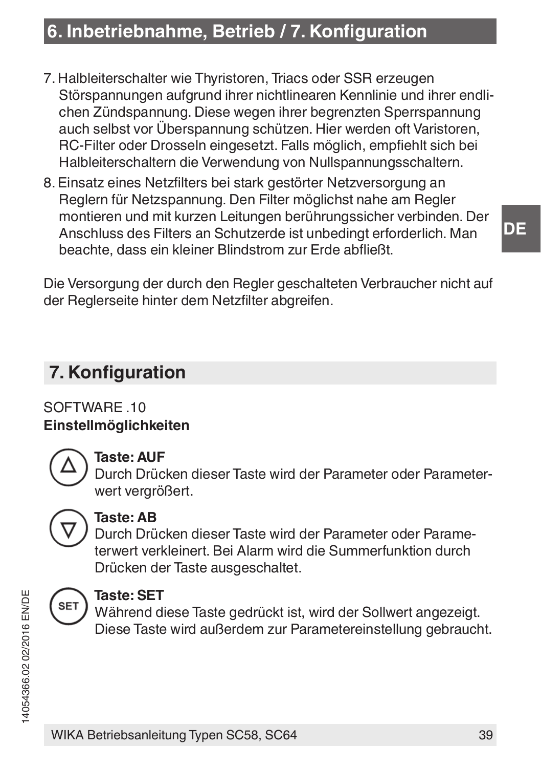7. Halbleiterschalter wie Thyristoren, Triacs oder SSR erzeugen Störspannungen aufgrund ihrer nichtlinearen Kennlinie und ihrer endlichen Zündspannung. Diese wegen ihrer begrenzten Sperrspannung auch selbst vor Überspannung schützen. Hier werden oft Varistoren, RC-Filter oder Drosseln eingesetzt. Falls möglich, empfiehlt sich bei Halbleiterschaltern die Verwendung von Nullspannungsschaltern.
8. Einsatz eines Netzfilters bei stark gestörter Netzversorgung an Reglern für Netzspannung. Den Filter möglichst nahe am Regler montieren und mit kurzen Leitungen berührungssicher verbinden. Der Anschluss des Filters an Schutzerde ist unbedingt erforderlich. Man beachte, dass ein kleiner Blindstrom zur Erde abfließt.

Die Versorgung der durch den Regler geschalteten Verbraucher nicht auf der Reglerseite hinter dem Netzfilter abgreifen.

## 7. Konfiguration

SOFTWARE .10

**Einstellmöglichkeiten**

**Taste: AUF**
Durch Drücken dieser Taste wird der Parameter oder Parameterwert vergrößert.

**Taste: AB**
Durch Drücken dieser Taste wird der Parameter oder Parameterwert verkleinert. Bei Alarm wird die Summerfunktion durch Drücken der Taste ausgeschaltet.

**Taste: SET**
Während diese Taste gedrückt ist, wird der Sollwert angezeigt. Diese Taste wird außerdem zur Parametereinstellung gebraucht.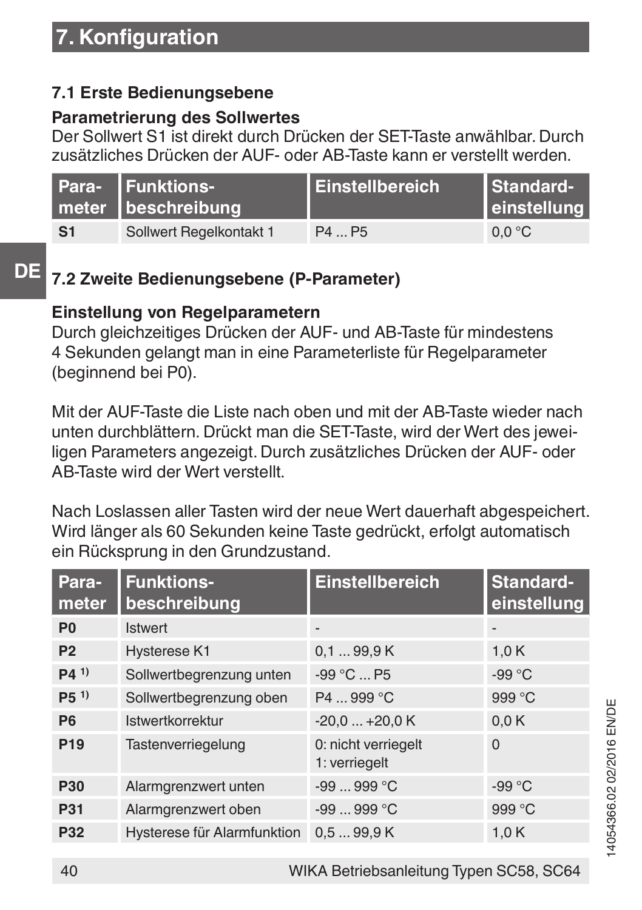# 7. Konfiguration

## 7.1 Erste Bedienungsebene

**Parametrierung des Sollwertes**

Der Sollwert S1 ist direkt durch Drücken der SET-Taste anwählbar. Durch zusätzliches Drücken der AUF- oder AB-Taste kann er verstellt werden.

| Parameter | Funktionsbeschreibung | Einstellbereich | Standardeinstellung |
|---|---|---|---|
| **S1** | Sollwert Regelkontakt 1 | P4 ... P5 | 0,0 °C |

## 7.2 Zweite Bedienungsebene (P-Parameter)

**Einstellung von Regelparametern**

Durch gleichzeitiges Drücken der AUF- und AB-Taste für mindestens 4 Sekunden gelangt man in eine Parameterliste für Regelparameter (beginnend bei P0).

Mit der AUF-Taste die Liste nach oben und mit der AB-Taste wieder nach unten durchblättern. Drückt man die SET-Taste, wird der Wert des jeweiligen Parameters angezeigt. Durch zusätzliches Drücken der AUF- oder AB-Taste wird der Wert verstellt.

Nach Loslassen aller Tasten wird der neue Wert dauerhaft abgespeichert. Wird länger als 60 Sekunden keine Taste gedrückt, erfolgt automatisch ein Rücksprung in den Grundzustand.

| Parameter | Funktionsbeschreibung | Einstellbereich | Standardeinstellung |
|---|---|---|---|
| **P0** | Istwert | - | - |
| **P2** | Hysterese K1 | 0,1 ... 99,9 K | 1,0 K |
| **P4** [1)] | Sollwertbegrenzung unten | -99 °C ... P5 | -99 °C |
| **P5** [1)] | Sollwertbegrenzung oben | P4 ... 999 °C | 999 °C |
| **P6** | Istwertkorrektur | -20,0 ... +20,0 K | 0,0 K |
| **P19** | Tastenverriegelung | 0: nicht verriegelt<br>1: verriegelt | 0 |
| **P30** | Alarmgrenzwert unten | -99 ... 999 °C | -99 °C |
| **P31** | Alarmgrenzwert oben | -99 ... 999 °C | 999 °C |
| **P32** | Hysterese für Alarmfunktion | 0,5 ... 99,9 K | 1,0 K |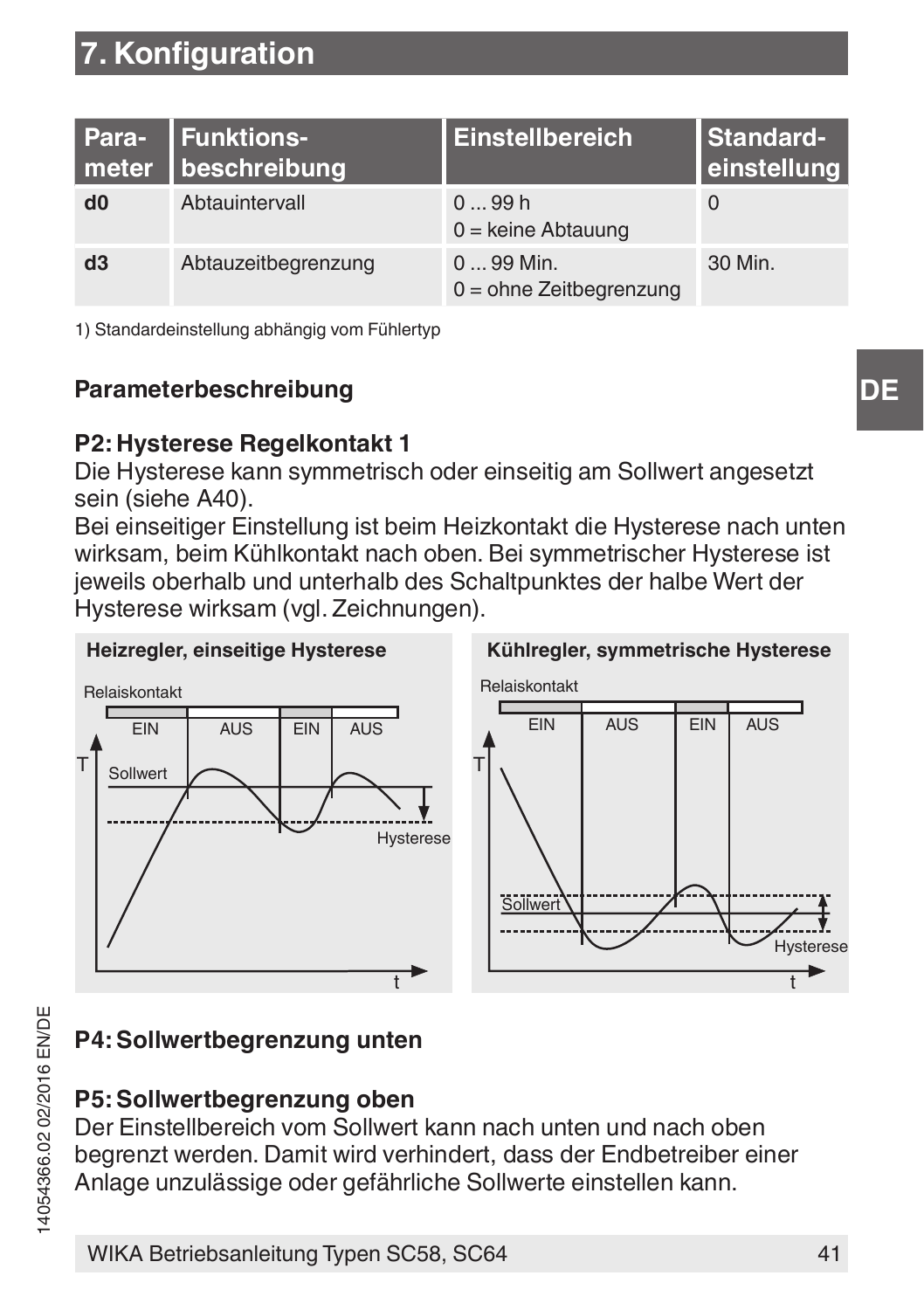## 7. Konfiguration

| Parameter | Funktionsbeschreibung | Einstellbereich | Standardeinstellung |
|---|---|---|---|
| **d0** | Abtauintervall | 0 ... 99 h<br>0 = keine Abtauung | 0 |
| **d3** | Abtauzeitbegrenzung | 0 ... 99 Min.<br>0 = ohne Zeitbegrenzung | 30 Min. |

1) Standardeinstellung abhängig vom Fühlertyp

### Parameterbeschreibung

**P2: Hysterese Regelkontakt 1**

Die Hysterese kann symmetrisch oder einseitig am Sollwert angesetzt sein (siehe A40).

Bei einseitiger Einstellung ist beim Heizkontakt die Hysterese nach unten wirksam, beim Kühlkontakt nach oben. Bei symmetrischer Hysterese ist jeweils oberhalb und unterhalb des Schaltpunktes der halbe Wert der Hysterese wirksam (vgl. Zeichnungen).

**Heizregler, einseitige Hysterese**

**Kühlregler, symmetrische Hysterese**

**P4: Sollwertbegrenzung unten**

**P5: Sollwertbegrenzung oben**

Der Einstellbereich vom Sollwert kann nach unten und nach oben begrenzt werden. Damit wird verhindert, dass der Endbetreiber einer Anlage unzulässige oder gefährliche Sollwerte einstellen kann.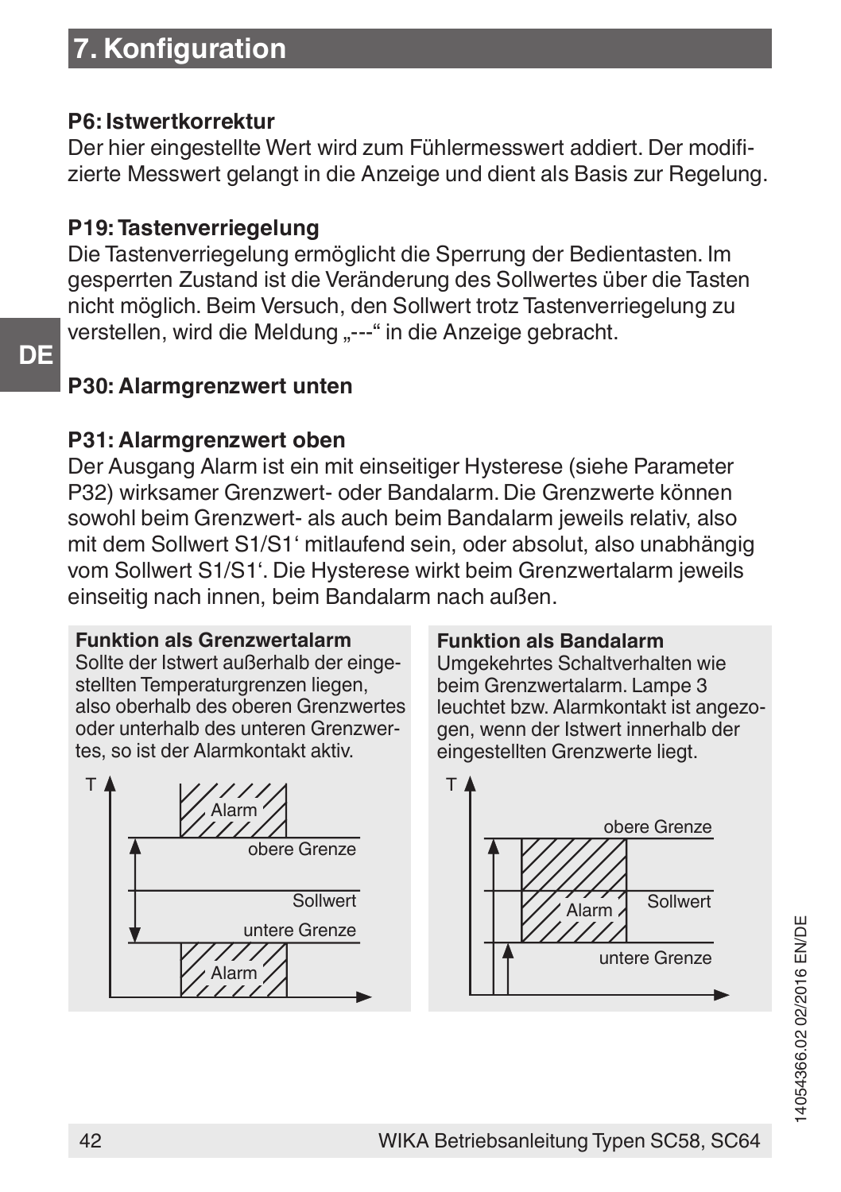## 7. Konfiguration

**P6: Istwertkorrektur**
Der hier eingestellte Wert wird zum Fühlermesswert addiert. Der modifizierte Messwert gelangt in die Anzeige und dient als Basis zur Regelung.

**P19: Tastenverriegelung**
Die Tastenverriegelung ermöglicht die Sperrung der Bedientasten. Im gesperrten Zustand ist die Veränderung des Sollwertes über die Tasten nicht möglich. Beim Versuch, den Sollwert trotz Tastenverriegelung zu verstellen, wird die Meldung „---“ in die Anzeige gebracht.

**P30: Alarmgrenzwert unten**

**P31: Alarmgrenzwert oben**
Der Ausgang Alarm ist ein mit einseitiger Hysterese (siehe Parameter P32) wirksamer Grenzwert- oder Bandalarm. Die Grenzwerte können sowohl beim Grenzwert- als auch beim Bandalarm jeweils relativ, also mit dem Sollwert S1/S1‘ mitlaufend sein, oder absolut, also unabhängig vom Sollwert S1/S1‘. Die Hysterese wirkt beim Grenzwertalarm jeweils einseitig nach innen, beim Bandalarm nach außen.

**Funktion als Grenzwertalarm**
Sollte der Istwert außerhalb der eingestellten Temperaturgrenzen liegen, also oberhalb des oberen Grenzwertes oder unterhalb des unteren Grenzwertes, so ist der Alarmkontakt aktiv.

T, Alarm, obere Grenze, Sollwert, untere Grenze, Alarm

**Funktion als Bandalarm**
Umgekehrtes Schaltverhalten wie beim Grenzwertalarm. Lampe 3 leuchtet bzw. Alarmkontakt ist angezogen, wenn der Istwert innerhalb der eingestellten Grenzwerte liegt.

T, obere Grenze, Alarm, Sollwert, untere Grenze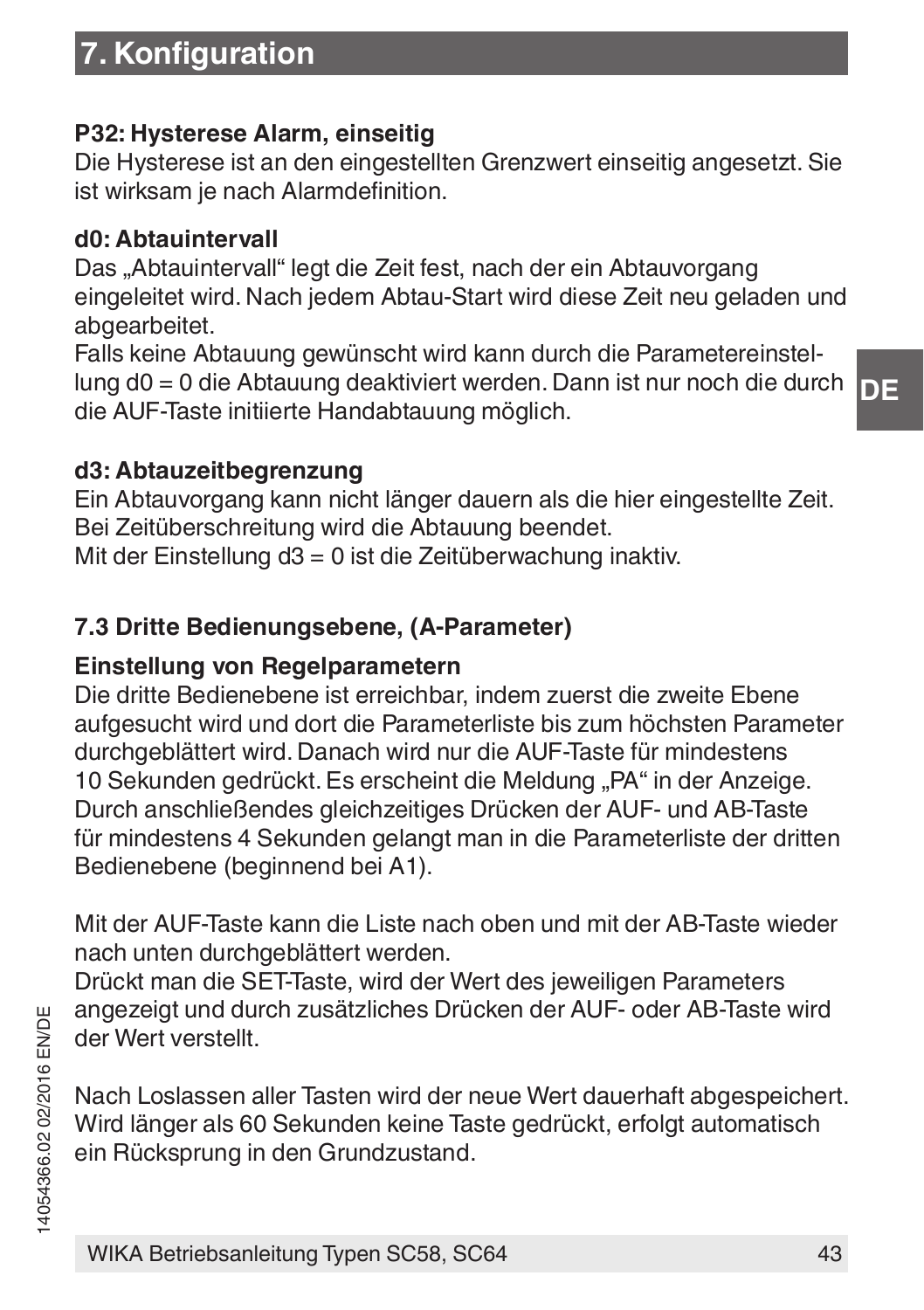## 7. Konfiguration

**P32: Hysterese Alarm, einseitig**
Die Hysterese ist an den eingestellten Grenzwert einseitig angesetzt. Sie ist wirksam je nach Alarmdefinition.

**d0: Abtauintervall**
Das „Abtauintervall“ legt die Zeit fest, nach der ein Abtauvorgang eingeleitet wird. Nach jedem Abtau-Start wird diese Zeit neu geladen und abgearbeitet.
Falls keine Abtauung gewünscht wird kann durch die Parametereinstellung d0 = 0 die Abtauung deaktiviert werden. Dann ist nur noch die durch die AUF-Taste initiierte Handabtauung möglich.

**d3: Abtauzeitbegrenzung**
Ein Abtauvorgang kann nicht länger dauern als die hier eingestellte Zeit. Bei Zeitüberschreitung wird die Abtauung beendet.
Mit der Einstellung d3 = 0 ist die Zeitüberwachung inaktiv.

### 7.3 Dritte Bedienungsebene, (A-Parameter)

**Einstellung von Regelparametern**
Die dritte Bedienebene ist erreichbar, indem zuerst die zweite Ebene aufgesucht wird und dort die Parameterliste bis zum höchsten Parameter durchgeblättert wird. Danach wird nur die AUF-Taste für mindestens 10 Sekunden gedrückt. Es erscheint die Meldung „PA“ in der Anzeige. Durch anschließendes gleichzeitiges Drücken der AUF- und AB-Taste für mindestens 4 Sekunden gelangt man in die Parameterliste der dritten Bedienebene (beginnend bei A1).

Mit der AUF-Taste kann die Liste nach oben und mit der AB-Taste wieder nach unten durchgeblättert werden.
Drückt man die SET-Taste, wird der Wert des jeweiligen Parameters angezeigt und durch zusätzliches Drücken der AUF- oder AB-Taste wird der Wert verstellt.

Nach Loslassen aller Tasten wird der neue Wert dauerhaft abgespeichert. Wird länger als 60 Sekunden keine Taste gedrückt, erfolgt automatisch ein Rücksprung in den Grundzustand.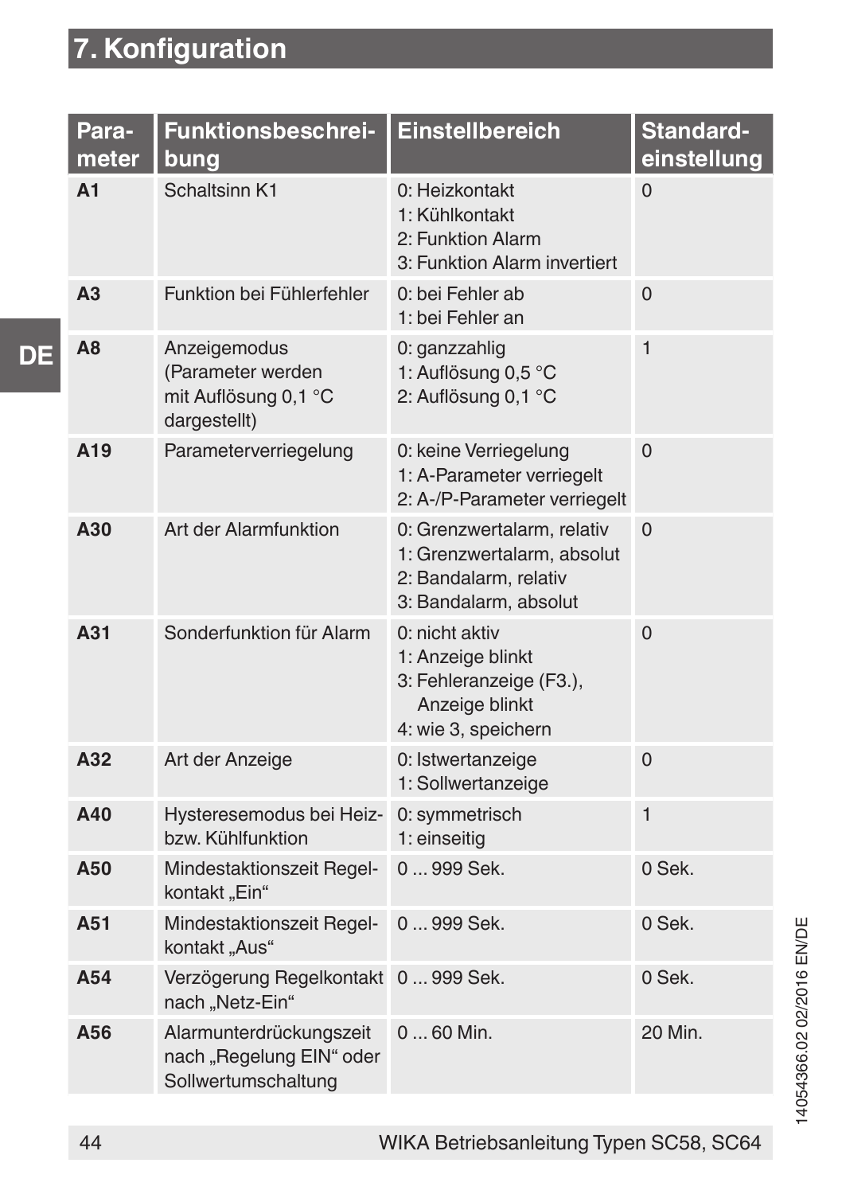# 7. Konfiguration

| Parameter | Funktionsbeschreibung | Einstellbereich | Standardeinstellung |
|---|---|---|---|
| **A1** | Schaltsinn K1 | 0: Heizkontakt<br>1: Kühlkontakt<br>2: Funktion Alarm<br>3: Funktion Alarm invertiert | 0 |
| **A3** | Funktion bei Fühlerfehler | 0: bei Fehler ab<br>1: bei Fehler an | 0 |
| **A8** | Anzeigemodus (Parameter werden mit Auflösung 0,1 °C dargestellt) | 0: ganzzahlig<br>1: Auflösung 0,5 °C<br>2: Auflösung 0,1 °C | 1 |
| **A19** | Parameterverriegelung | 0: keine Verriegelung<br>1: A-Parameter verriegelt<br>2: A-/P-Parameter verriegelt | 0 |
| **A30** | Art der Alarmfunktion | 0: Grenzwertalarm, relativ<br>1: Grenzwertalarm, absolut<br>2: Bandalarm, relativ<br>3: Bandalarm, absolut | 0 |
| **A31** | Sonderfunktion für Alarm | 0: nicht aktiv<br>1: Anzeige blinkt<br>3: Fehleranzeige (F3.), Anzeige blinkt<br>4: wie 3, speichern | 0 |
| **A32** | Art der Anzeige | 0: Istwertanzeige<br>1: Sollwertanzeige | 0 |
| **A40** | Hysteresemodus bei Heiz- bzw. Kühlfunktion | 0: symmetrisch<br>1: einseitig | 1 |
| **A50** | Mindestaktionszeit Regelkontakt „Ein“ | 0 ... 999 Sek. | 0 Sek. |
| **A51** | Mindestaktionszeit Regelkontakt „Aus“ | 0 ... 999 Sek. | 0 Sek. |
| **A54** | Verzögerung Regelkontakt nach „Netz-Ein“ | 0 ... 999 Sek. | 0 Sek. |
| **A56** | Alarmunterdrückungszeit nach „Regelung EIN“ oder Sollwertumschaltung | 0 ... 60 Min. | 20 Min. |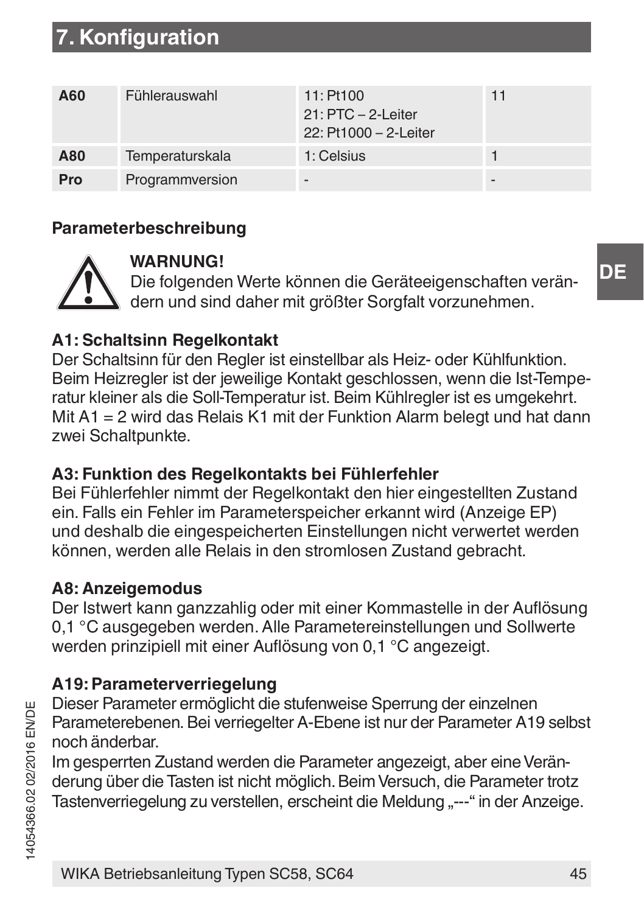# 7. Konfiguration

| A60 | Fühlerauswahl | 11: Pt100<br>21: PTC – 2-Leiter<br>22: Pt1000 – 2-Leiter | 11 |
|---|---|---|---|
| A80 | Temperaturskala | 1: Celsius | 1 |
| Pro | Programmversion | - | - |

**Parameterbeschreibung**

**WARNUNG!**
Die folgenden Werte können die Geräteeigenschaften verändern und sind daher mit größter Sorgfalt vorzunehmen.

**A1: Schaltsinn Regelkontakt**
Der Schaltsinn für den Regler ist einstellbar als Heiz- oder Kühlfunktion. Beim Heizregler ist der jeweilige Kontakt geschlossen, wenn die Ist-Temperatur kleiner als die Soll-Temperatur ist. Beim Kühlregler ist es umgekehrt. Mit A1 = 2 wird das Relais K1 mit der Funktion Alarm belegt und hat dann zwei Schaltpunkte.

**A3: Funktion des Regelkontakts bei Fühlerfehler**
Bei Fühlerfehler nimmt der Regelkontakt den hier eingestellten Zustand ein. Falls ein Fehler im Parameterspeicher erkannt wird (Anzeige EP) und deshalb die eingespeicherten Einstellungen nicht verwertet werden können, werden alle Relais in den stromlosen Zustand gebracht.

**A8: Anzeigemodus**
Der Istwert kann ganzzahlig oder mit einer Kommastelle in der Auflösung 0,1 °C ausgegeben werden. Alle Parametereinstellungen und Sollwerte werden prinzipiell mit einer Auflösung von 0,1 °C angezeigt.

**A19: Parameterverriegelung**
Dieser Parameter ermöglicht die stufenweise Sperrung der einzelnen Parameterebenen. Bei verriegelter A-Ebene ist nur der Parameter A19 selbst noch änderbar.
Im gesperrten Zustand werden die Parameter angezeigt, aber eine Veränderung über die Tasten ist nicht möglich. Beim Versuch, die Parameter trotz Tastenverriegelung zu verstellen, erscheint die Meldung „---“ in der Anzeige.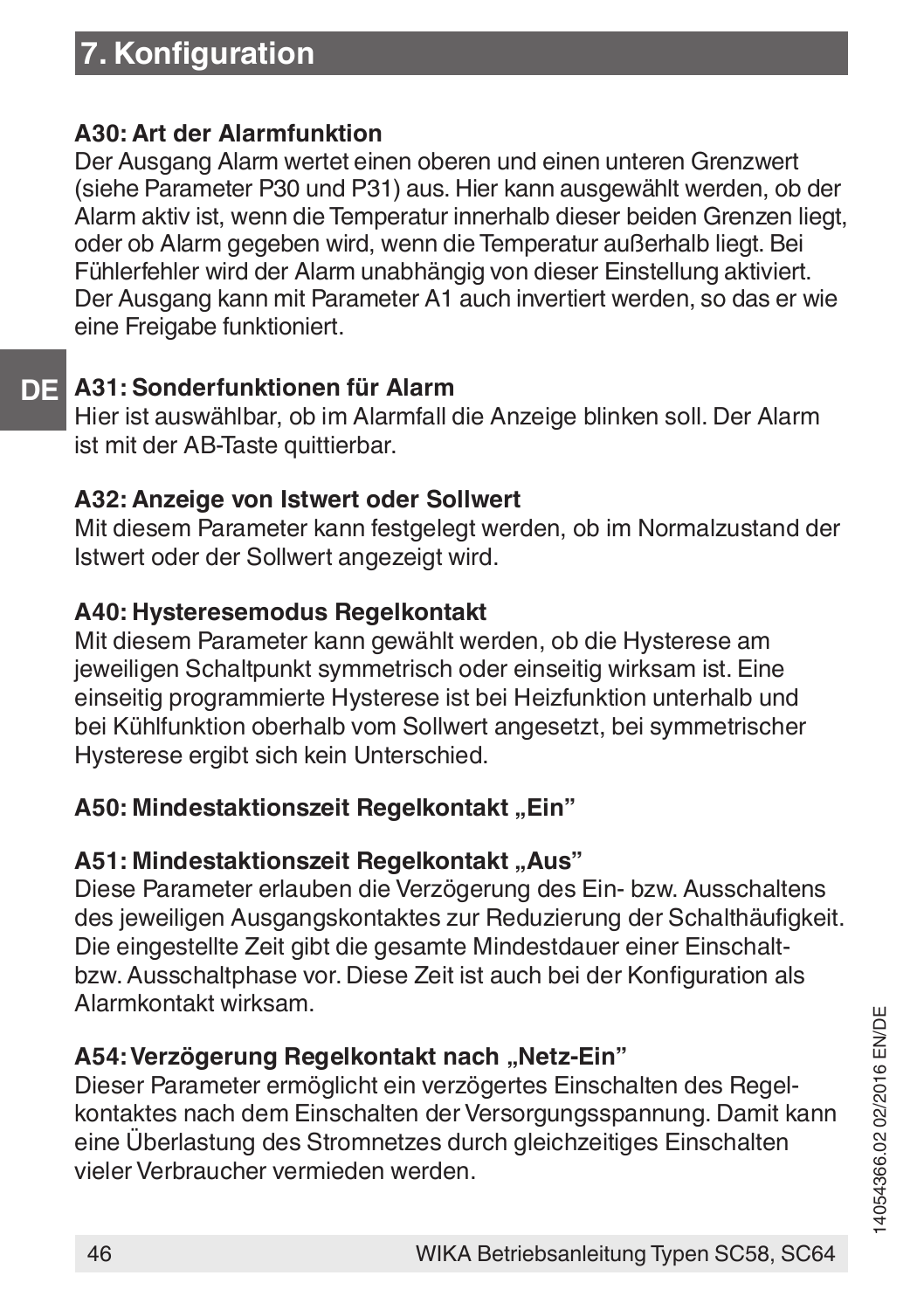## 7. Konfiguration

**A30: Art der Alarmfunktion**
Der Ausgang Alarm wertet einen oberen und einen unteren Grenzwert (siehe Parameter P30 und P31) aus. Hier kann ausgewählt werden, ob der Alarm aktiv ist, wenn die Temperatur innerhalb dieser beiden Grenzen liegt, oder ob Alarm gegeben wird, wenn die Temperatur außerhalb liegt. Bei Fühlerfehler wird der Alarm unabhängig von dieser Einstellung aktiviert. Der Ausgang kann mit Parameter A1 auch invertiert werden, so das er wie eine Freigabe funktioniert.

**A31: Sonderfunktionen für Alarm**
Hier ist auswählbar, ob im Alarmfall die Anzeige blinken soll. Der Alarm ist mit der AB-Taste quittierbar.

**A32: Anzeige von Istwert oder Sollwert**
Mit diesem Parameter kann festgelegt werden, ob im Normalzustand der Istwert oder der Sollwert angezeigt wird.

**A40: Hysteresemodus Regelkontakt**
Mit diesem Parameter kann gewählt werden, ob die Hysterese am jeweiligen Schaltpunkt symmetrisch oder einseitig wirksam ist. Eine einseitig programmierte Hysterese ist bei Heizfunktion unterhalb und bei Kühlfunktion oberhalb vom Sollwert angesetzt, bei symmetrischer Hysterese ergibt sich kein Unterschied.

**A50: Mindestaktionszeit Regelkontakt „Ein"**

**A51: Mindestaktionszeit Regelkontakt „Aus"**
Diese Parameter erlauben die Verzögerung des Ein- bzw. Ausschaltens des jeweiligen Ausgangskontaktes zur Reduzierung der Schalthäufigkeit. Die eingestellte Zeit gibt die gesamte Mindestdauer einer Einschalt- bzw. Ausschaltphase vor. Diese Zeit ist auch bei der Konfiguration als Alarmkontakt wirksam.

**A54: Verzögerung Regelkontakt nach „Netz-Ein"**
Dieser Parameter ermöglicht ein verzögertes Einschalten des Regelkontaktes nach dem Einschalten der Versorgungsspannung. Damit kann eine Überlastung des Stromnetzes durch gleichzeitiges Einschalten vieler Verbraucher vermieden werden.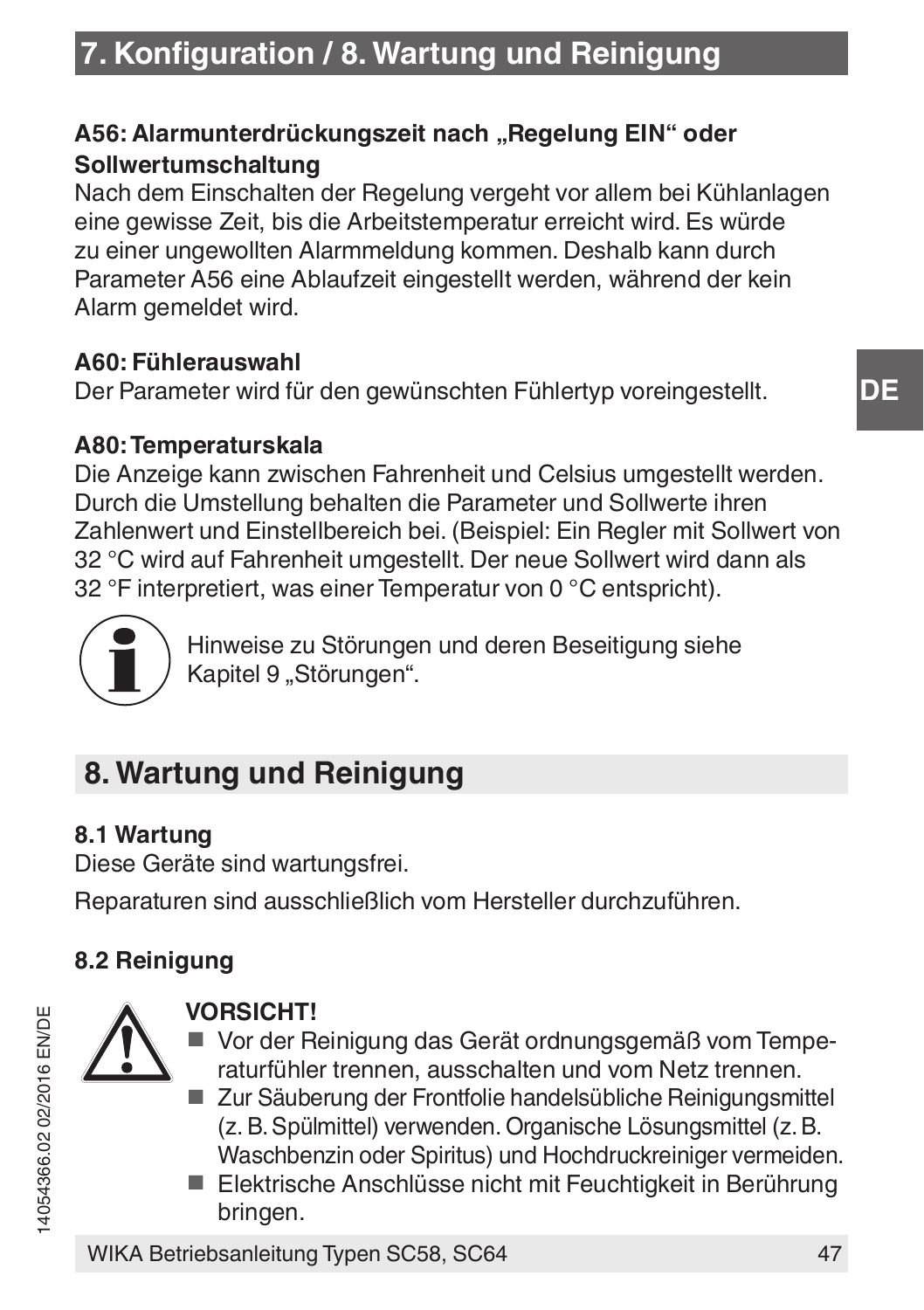## A56: Alarmunterdrückungszeit nach „Regelung EIN“ oder Sollwertumschaltung

Nach dem Einschalten der Regelung vergeht vor allem bei Kühlanlagen eine gewisse Zeit, bis die Arbeitstemperatur erreicht wird. Es würde zu einer ungewollten Alarmmeldung kommen. Deshalb kann durch Parameter A56 eine Ablaufzeit eingestellt werden, während der kein Alarm gemeldet wird.

**A60: Fühlerauswahl**

Der Parameter wird für den gewünschten Fühlertyp voreingestellt.

**A80: Temperaturskala**

Die Anzeige kann zwischen Fahrenheit und Celsius umgestellt werden. Durch die Umstellung behalten die Parameter und Sollwerte ihren Zahlenwert und Einstellbereich bei. (Beispiel: Ein Regler mit Sollwert von 32 °C wird auf Fahrenheit umgestellt. Der neue Sollwert wird dann als 32 °F interpretiert, was einer Temperatur von 0 °C entspricht).

Hinweise zu Störungen und deren Beseitigung siehe Kapitel 9 „Störungen“.

# 8. Wartung und Reinigung

## 8.1 Wartung

Diese Geräte sind wartungsfrei.

Reparaturen sind ausschließlich vom Hersteller durchzuführen.

## 8.2 Reinigung

**VORSICHT!**

- Vor der Reinigung das Gerät ordnungsgemäß vom Temperaturfühler trennen, ausschalten und vom Netz trennen.
- Zur Säuberung der Frontfolie handelsübliche Reinigungsmittel (z. B. Spülmittel) verwenden. Organische Lösungsmittel (z. B. Waschbenzin oder Spiritus) und Hochdruckreiniger vermeiden.
- Elektrische Anschlüsse nicht mit Feuchtigkeit in Berührung bringen.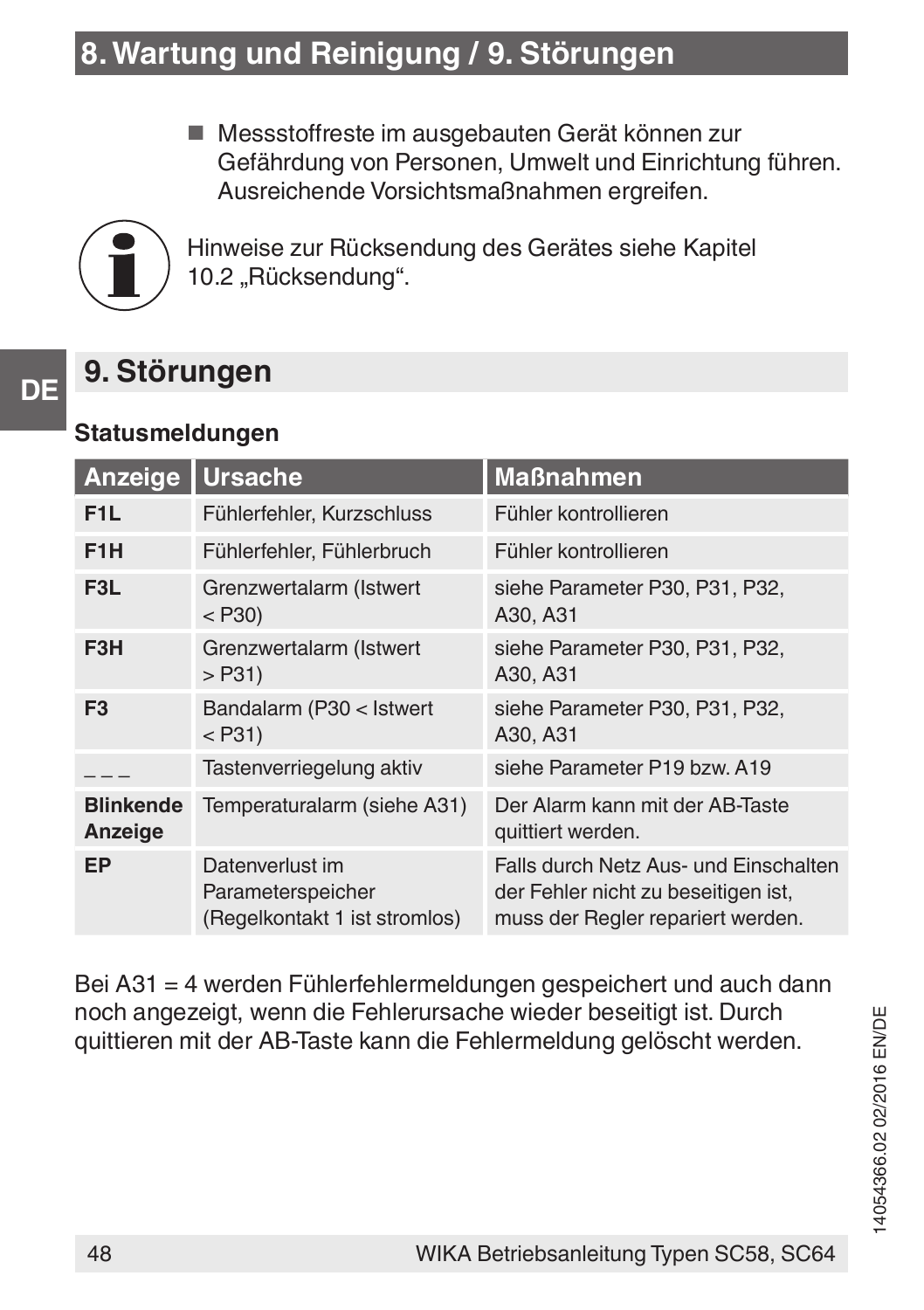- Messstoffreste im ausgebauten Gerät können zur Gefährdung von Personen, Umwelt und Einrichtung führen. Ausreichende Vorsichtsmaßnahmen ergreifen.

Hinweise zur Rücksendung des Gerätes siehe Kapitel 10.2 „Rücksendung“.

# 9. Störungen

**Statusmeldungen**

| Anzeige | Ursache | Maßnahmen |
|---|---|---|
| **F1L** | Fühlerfehler, Kurzschluss | Fühler kontrollieren |
| **F1H** | Fühlerfehler, Fühlerbruch | Fühler kontrollieren |
| **F3L** | Grenzwertalarm (Istwert < P30) | siehe Parameter P30, P31, P32, A30, A31 |
| **F3H** | Grenzwertalarm (Istwert > P31) | siehe Parameter P30, P31, P32, A30, A31 |
| **F3** | Bandalarm (P30 < Istwert < P31) | siehe Parameter P30, P31, P32, A30, A31 |
| _ _ _ | Tastenverriegelung aktiv | siehe Parameter P19 bzw. A19 |
| **Blinkende Anzeige** | Temperaturalarm (siehe A31) | Der Alarm kann mit der AB-Taste quittiert werden. |
| **EP** | Datenverlust im Parameterspeicher (Regelkontakt 1 ist stromlos) | Falls durch Netz Aus- und Einschalten der Fehler nicht zu beseitigen ist, muss der Regler repariert werden. |

Bei A31 = 4 werden Fühlerfehlermeldungen gespeichert und auch dann noch angezeigt, wenn die Fehlerursache wieder beseitigt ist. Durch quittieren mit der AB-Taste kann die Fehlermeldung gelöscht werden.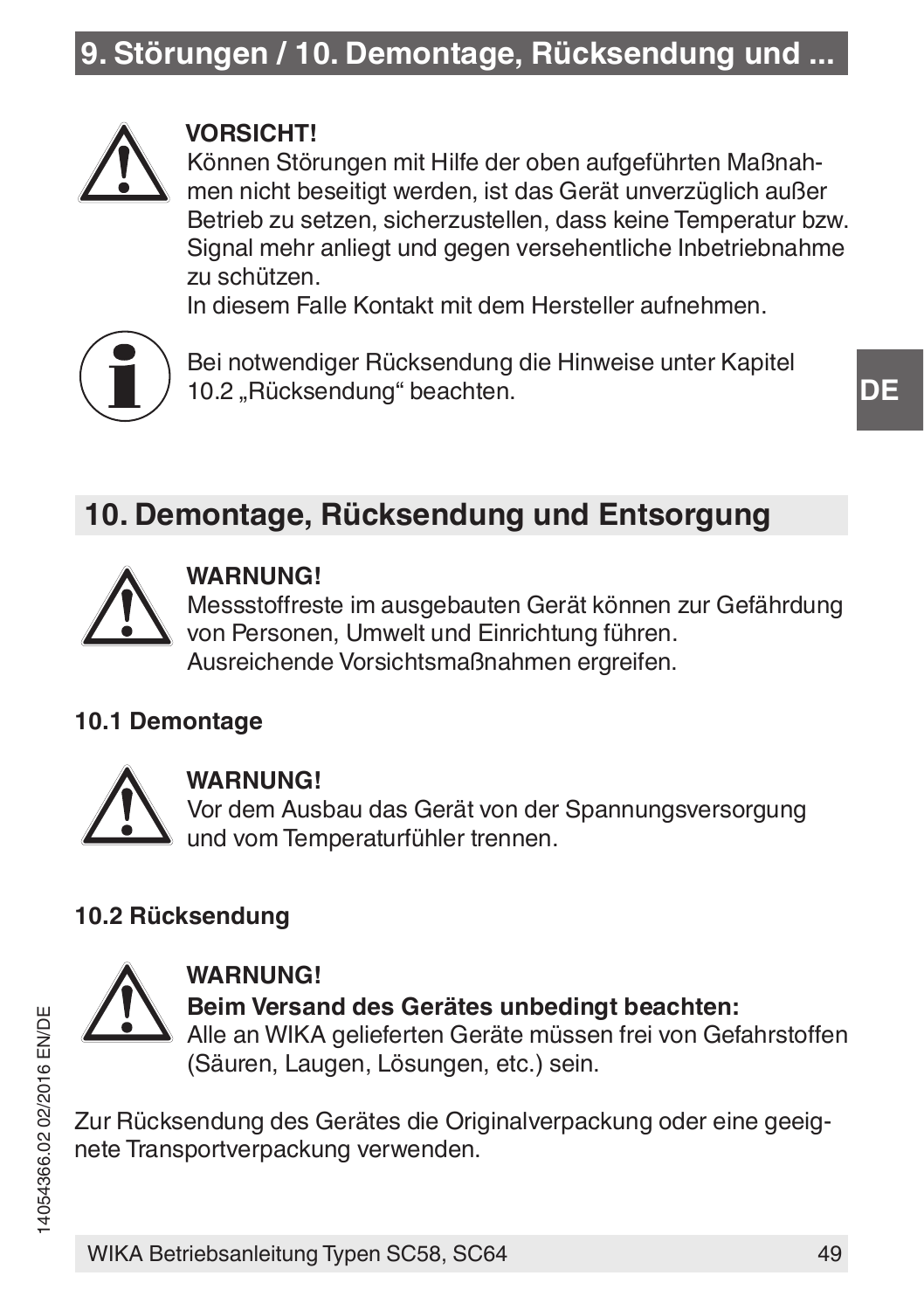**VORSICHT!**
Können Störungen mit Hilfe der oben aufgeführten Maßnahmen nicht beseitigt werden, ist das Gerät unverzüglich außer Betrieb zu setzen, sicherzustellen, dass keine Temperatur bzw. Signal mehr anliegt und gegen versehentliche Inbetriebnahme zu schützen.
In diesem Falle Kontakt mit dem Hersteller aufnehmen.

Bei notwendiger Rücksendung die Hinweise unter Kapitel 10.2 „Rücksendung“ beachten.

## 10. Demontage, Rücksendung und Entsorgung

**WARNUNG!**
Messstoffreste im ausgebauten Gerät können zur Gefährdung von Personen, Umwelt und Einrichtung führen.
Ausreichende Vorsichtsmaßnahmen ergreifen.

### 10.1 Demontage

**WARNUNG!**
Vor dem Ausbau das Gerät von der Spannungsversorgung und vom Temperaturfühler trennen.

### 10.2 Rücksendung

**WARNUNG!**
**Beim Versand des Gerätes unbedingt beachten:**
Alle an WIKA gelieferten Geräte müssen frei von Gefahrstoffen (Säuren, Laugen, Lösungen, etc.) sein.

Zur Rücksendung des Gerätes die Originalverpackung oder eine geeignete Transportverpackung verwenden.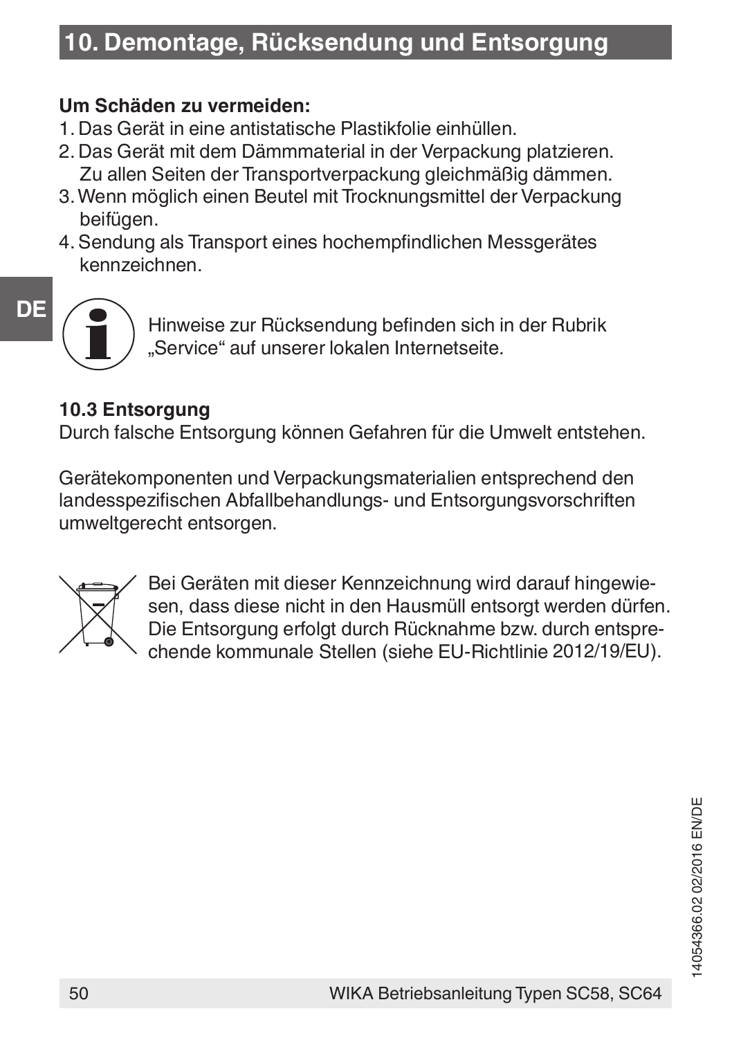## 10. Demontage, Rücksendung und Entsorgung

**Um Schäden zu vermeiden:**

1. Das Gerät in eine antistatische Plastikfolie einhüllen.
2. Das Gerät mit dem Dämmmaterial in der Verpackung platzieren. Zu allen Seiten der Transportverpackung gleichmäßig dämmen.
3. Wenn möglich einen Beutel mit Trocknungsmittel der Verpackung beifügen.
4. Sendung als Transport eines hochempfindlichen Messgerätes kennzeichnen.

Hinweise zur Rücksendung befinden sich in der Rubrik „Service“ auf unserer lokalen Internetseite.

### 10.3 Entsorgung

Durch falsche Entsorgung können Gefahren für die Umwelt entstehen.

Gerätekomponenten und Verpackungsmaterialien entsprechend den landesspezifischen Abfallbehandlungs- und Entsorgungsvorschriften umweltgerecht entsorgen.

Bei Geräten mit dieser Kennzeichnung wird darauf hingewiesen, dass diese nicht in den Hausmüll entsorgt werden dürfen. Die Entsorgung erfolgt durch Rücknahme bzw. durch entsprechende kommunale Stellen (siehe EU-Richtlinie 2012/19/EU).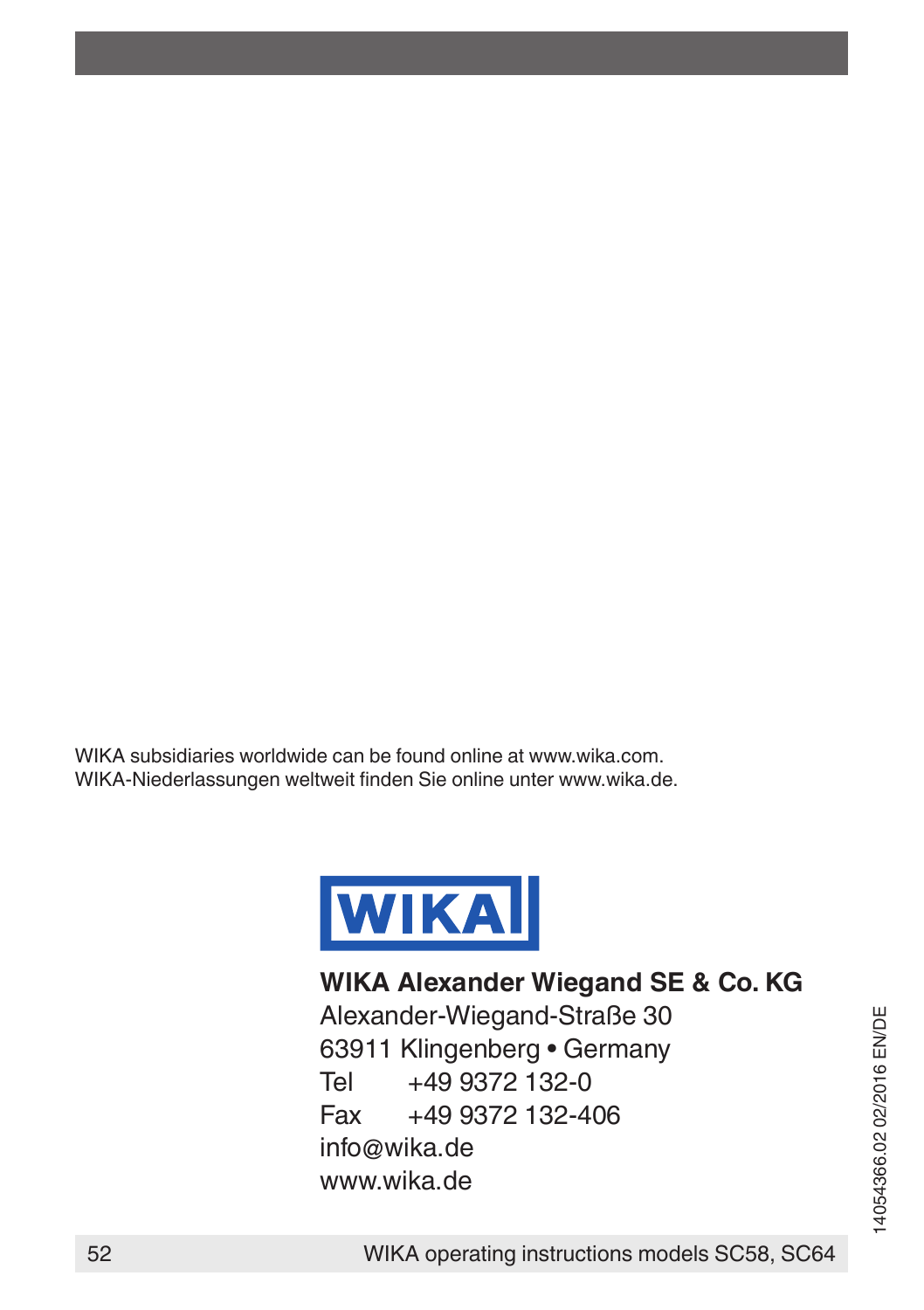WIKA subsidiaries worldwide can be found online at www.wika.com.
WIKA-Niederlassungen weltweit finden Sie online unter www.wika.de.

WIKA

**WIKA Alexander Wiegand SE & Co. KG**
Alexander-Wiegand-Straße 30
63911 Klingenberg • Germany
Tel +49 9372 132-0
Fax +49 9372 132-406
info@wika.de
www.wika.de

14054366.02 02/2016 EN/DE